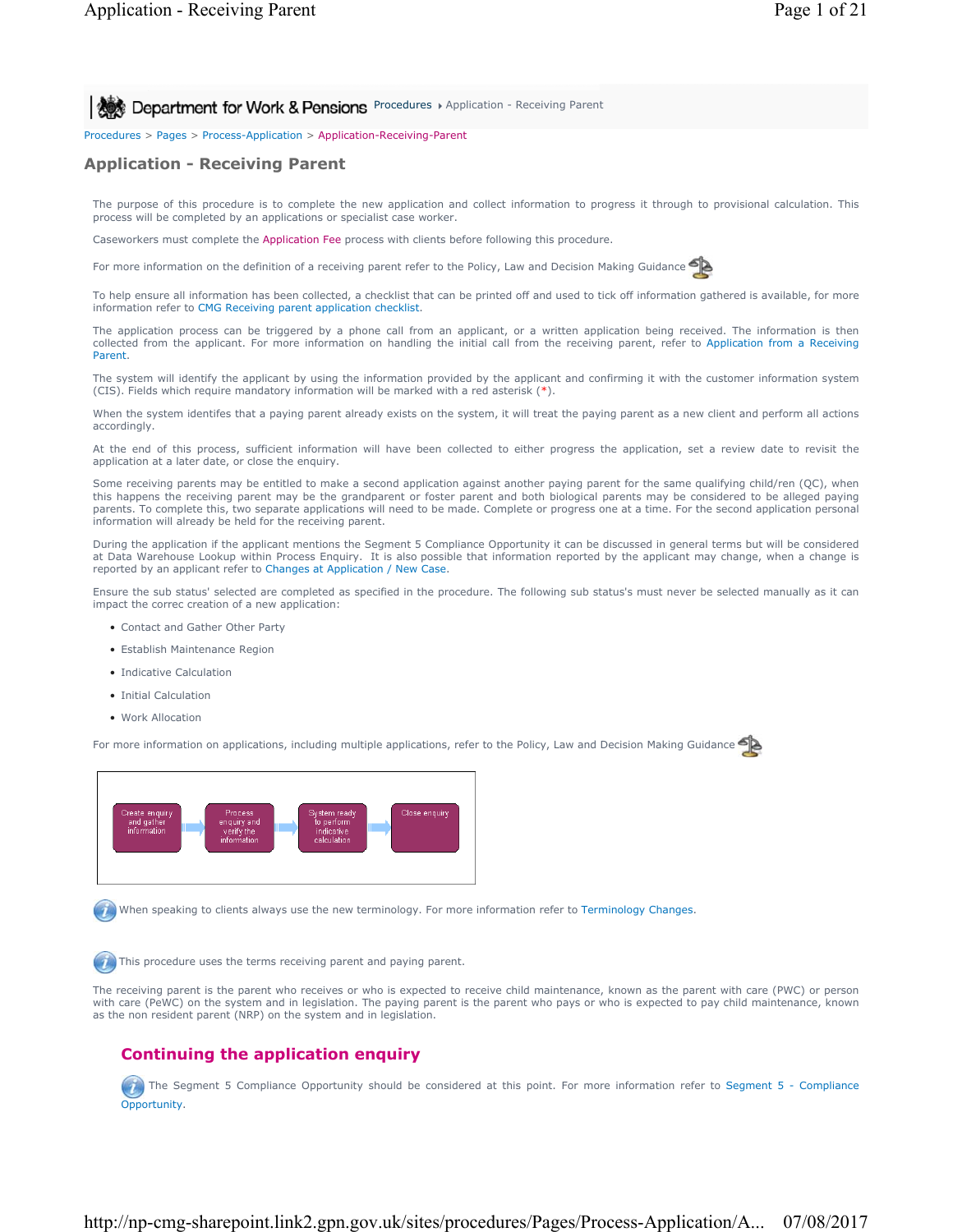Department for Work & Pensions Procedures › Application - Receiving Parent

Procedures > Pages > Process-Application > Application-Receiving-Parent

# Application - Receiving Parent

The purpose of this procedure is to complete the new application and collect information to progress it through to provisional calculation. This process will be completed by an applications or specialist case worker.

Caseworkers must complete the Application Fee process with clients before following this procedure.

For more information on the definition of a receiving parent refer to the Policy, Law and Decision Making Guidance

To help ensure all information has been collected, a checklist that can be printed off and used to tick off information gathered is available, for more information refer to CMG Receiving parent application checklist.

The application process can be triggered by a phone call from an applicant, or a written application being received. The information is then collected from the applicant. For more information on handling the initial call from the receiving parent, refer to Application from a Receiving Parent.

The system will identify the applicant by using the information provided by the applicant and confirming it with the customer information system (CIS). Fields which require mandatory information will be marked with a red asterisk (*).

When the system identifes that a paying parent already exists on the system, it will treat the paying parent as a new client and perform all actions accordingly.

At the end of this process, sufficient information will have been collected to either progress the application, set a review date to revisit the application at a later date, or close the enquiry.

Some receiving parents may be entitled to make a second application against another paying parent for the same qualifying child/ren (QC), when this happens the receiving parent may be the grandparent or foster parent and both biological parents may be considered to be alleged paying parents. To complete this, two separate applications will need to be made. Complete or progress one at a time. For the second application personal information will already be held for the receiving parent.

During the application if the applicant mentions the Segment 5 Compliance Opportunity it can be discussed in general terms but will be considered at Data Warehouse Lookup within Process Enquiry. It is also possible that information reported by the applicant may change, when a change is reported by an applicant refer to Changes at Application / New Case.

Ensure the sub status' selected are completed as specified in the procedure. The following sub status's must never be selected manually as it can impact the correc creation of a new application:

- Contact and Gather Other Party
- Establish Maintenance Region
- Indicative Calculation
- Initial Calculation
- Work Allocation

For more information on applications, including multiple applications, refer to the Policy, Law and Decision Making Guidance

Create enquiry and gather information → Process enquiry and verify the information → System ready to perform indicative calculation → Close enquiry

When speaking to clients always use the new terminology. For more information refer to Terminology Changes.

This procedure uses the terms receiving parent and paying parent.

The receiving parent is the parent who receives or who is expected to receive child maintenance, known as the parent with care (PWC) or person with care (PeWC) on the system and in legislation. The paying parent is the parent who pays or who is expected to pay child maintenance, known as the non resident parent (NRP) on the system and in legislation.

## Continuing the application enquiry

The Segment 5 Compliance Opportunity should be considered at this point. For more information refer to Segment 5 - Compliance Opportunity.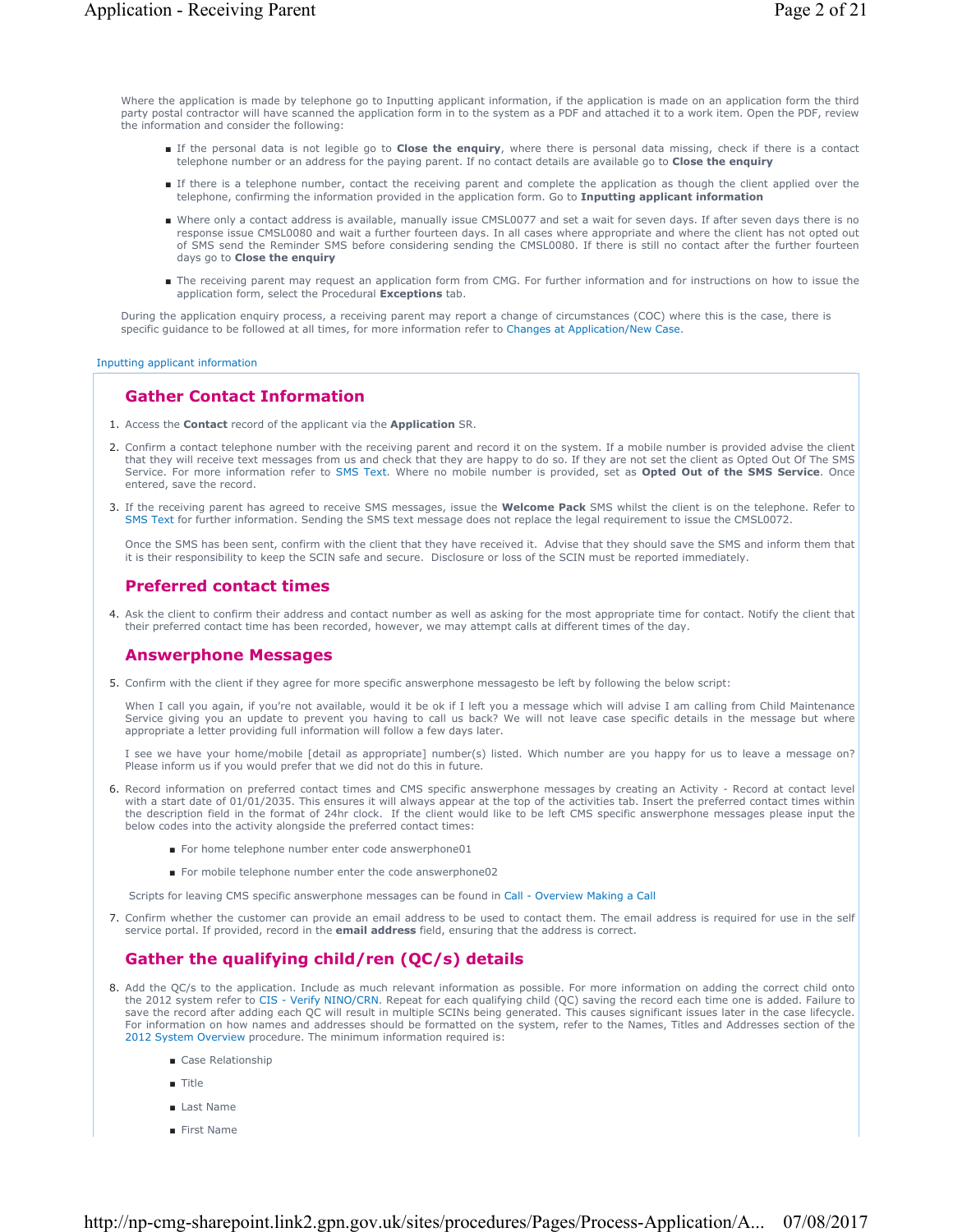Where the application is made by telephone go to Inputting applicant information, if the application is made on an application form the third party postal contractor will have scanned the application form in to the system as a PDF and attached it to a work item. Open the PDF, review the information and consider the following:

- If the personal data is not legible go to **Close the enquiry**, where there is personal data missing, check if there is a contact telephone number or an address for the paying parent. If no contact details are available go to **Close the enquiry**
- If there is a telephone number, contact the receiving parent and complete the application as though the client applied over the telephone, confirming the information provided in the application form. Go to **Inputting applicant information**
- Where only a contact address is available, manually issue CMSL0077 and set a wait for seven days. If after seven days there is no response issue CMSL0080 and wait a further fourteen days. In all cases where appropriate and where the client has not opted out of SMS send the Reminder SMS before considering sending the CMSL0080. If there is still no contact after the further fourteen days go to **Close the enquiry**
- The receiving parent may request an application form from CMG. For further information and for instructions on how to issue the application form, select the Procedural **Exceptions** tab.

During the application enquiry process, a receiving parent may report a change of circumstances (COC) where this is the case, there is specific guidance to be followed at all times, for more information refer to Changes at Application/New Case.

Inputting applicant information

## Gather Contact Information

1. Access the **Contact** record of the applicant via the **Application** SR.
2. Confirm a contact telephone number with the receiving parent and record it on the system. If a mobile number is provided advise the client that they will receive text messages from us and check that they are happy to do so. If they are not set the client as Opted Out Of The SMS Service. For more information refer to SMS Text. Where no mobile number is provided, set as **Opted Out of the SMS Service**. Once entered, save the record.
3. If the receiving parent has agreed to receive SMS messages, issue the **Welcome Pack** SMS whilst the client is on the telephone. Refer to SMS Text for further information. Sending the SMS text message does not replace the legal requirement to issue the CMSL0072.

   Once the SMS has been sent, confirm with the client that they have received it. Advise that they should save the SMS and inform them that it is their responsibility to keep the SCIN safe and secure. Disclosure or loss of the SCIN must be reported immediately.

## Preferred contact times

4. Ask the client to confirm their address and contact number as well as asking for the most appropriate time for contact. Notify the client that their preferred contact time has been recorded, however, we may attempt calls at different times of the day.

## Answerphone Messages

5. Confirm with the client if they agree for more specific answerphone messagesto be left by following the below script:

   When I call you again, if you're not available, would it be ok if I left you a message which will advise I am calling from Child Maintenance Service giving you an update to prevent you having to call us back? We will not leave case specific details in the message but where appropriate a letter providing full information will follow a few days later.

   I see we have your home/mobile [detail as appropriate] number(s) listed. Which number are you happy for us to leave a message on? Please inform us if you would prefer that we did not do this in future.

6. Record information on preferred contact times and CMS specific answerphone messages by creating an Activity - Record at contact level with a start date of 01/01/2035. This ensures it will always appear at the top of the activities tab. Insert the preferred contact times within the description field in the format of 24hr clock. If the client would like to be left CMS specific answerphone messages please input the below codes into the activity alongside the preferred contact times:

   - For home telephone number enter code answerphone01
   - For mobile telephone number enter the code answerphone02

   Scripts for leaving CMS specific answerphone messages can be found in Call - Overview Making a Call

7. Confirm whether the customer can provide an email address to be used to contact them. The email address is required for use in the self service portal. If provided, record in the **email address** field, ensuring that the address is correct.

## Gather the qualifying child/ren (QC/s) details

8. Add the QC/s to the application. Include as much relevant information as possible. For more information on adding the correct child onto the 2012 system refer to CIS - Verify NINO/CRN. Repeat for each qualifying child (QC) saving the record each time one is added. Failure to save the record after adding each QC will result in multiple SCINs being generated. This causes significant issues later in the case lifecycle. For information on how names and addresses should be formatted on the system, refer to the Names, Titles and Addresses section of the 2012 System Overview procedure. The minimum information required is:

   - Case Relationship
   - Title
   - Last Name
   - First Name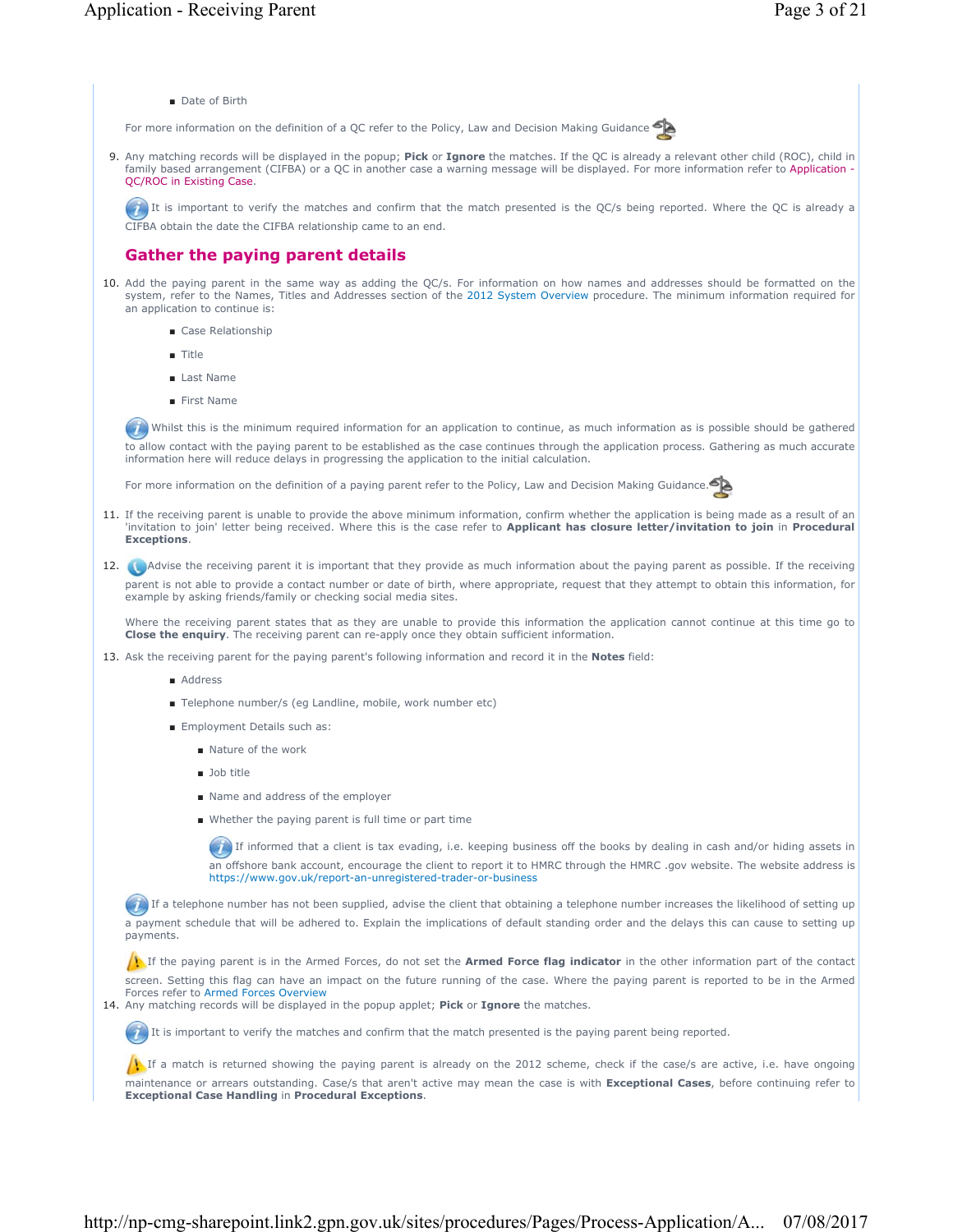- Date of Birth

For more information on the definition of a QC refer to the Policy, Law and Decision Making Guidance

9. Any matching records will be displayed in the popup; **Pick** or **Ignore** the matches. If the QC is already a relevant other child (ROC), child in family based arrangement (CIFBA) or a QC in another case a warning message will be displayed. For more information refer to Application - QC/ROC in Existing Case.

   It is important to verify the matches and confirm that the match presented is the QC/s being reported. Where the QC is already a CIFBA obtain the date the CIFBA relationship came to an end.

## Gather the paying parent details

10. Add the paying parent in the same way as adding the QC/s. For information on how names and addresses should be formatted on the system, refer to the Names, Titles and Addresses section of the 2012 System Overview procedure. The minimum information required for an application to continue is:
    - Case Relationship
    - Title
    - Last Name
    - First Name

    Whilst this is the minimum required information for an application to continue, as much information as is possible should be gathered to allow contact with the paying parent to be established as the case continues through the application process. Gathering as much accurate information here will reduce delays in progressing the application to the initial calculation.

    For more information on the definition of a paying parent refer to the Policy, Law and Decision Making Guidance.

11. If the receiving parent is unable to provide the above minimum information, confirm whether the application is being made as a result of an 'invitation to join' letter being received. Where this is the case refer to **Applicant has closure letter/invitation to join** in **Procedural Exceptions**.

12. Advise the receiving parent it is important that they provide as much information about the paying parent as possible. If the receiving parent is not able to provide a contact number or date of birth, where appropriate, request that they attempt to obtain this information, for example by asking friends/family or checking social media sites.

    Where the receiving parent states that as they are unable to provide this information the application cannot continue at this time go to **Close the enquiry**. The receiving parent can re-apply once they obtain sufficient information.

13. Ask the receiving parent for the paying parent's following information and record it in the **Notes** field:
    - Address
    - Telephone number/s (eg Landline, mobile, work number etc)
    - Employment Details such as:
      - Nature of the work
      - Job title
      - Name and address of the employer
      - Whether the paying parent is full time or part time

        If informed that a client is tax evading, i.e. keeping business off the books by dealing in cash and/or hiding assets in an offshore bank account, encourage the client to report it to HMRC through the HMRC .gov website. The website address is https://www.gov.uk/report-an-unregistered-trader-or-business

    If a telephone number has not been supplied, advise the client that obtaining a telephone number increases the likelihood of setting up a payment schedule that will be adhered to. Explain the implications of default standing order and the delays this can cause to setting up payments.

    If the paying parent is in the Armed Forces, do not set the **Armed Force flag indicator** in the other information part of the contact screen. Setting this flag can have an impact on the future running of the case. Where the paying parent is reported to be in the Armed Forces refer to Armed Forces Overview

14. Any matching records will be displayed in the popup applet; **Pick** or **Ignore** the matches.

    It is important to verify the matches and confirm that the match presented is the paying parent being reported.

    If a match is returned showing the paying parent is already on the 2012 scheme, check if the case/s are active, i.e. have ongoing maintenance or arrears outstanding. Case/s that aren't active may mean the case is with **Exceptional Cases**, before continuing refer to **Exceptional Case Handling** in **Procedural Exceptions**.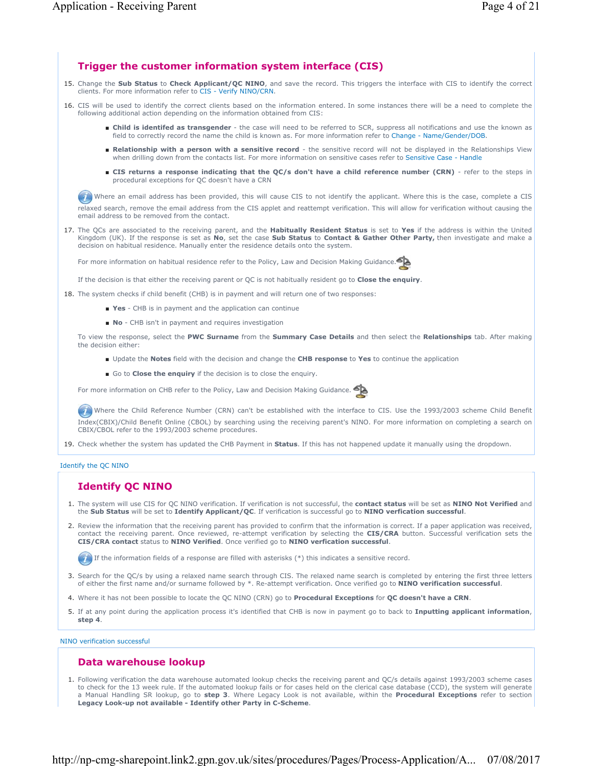## Trigger the customer information system interface (CIS)

15. Change the **Sub Status** to **Check Applicant/QC NINO**, and save the record. This triggers the interface with CIS to identify the correct clients. For more information refer to CIS - Verify NINO/CRN.

16. CIS will be used to identify the correct clients based on the information entered. In some instances there will be a need to complete the following additional action depending on the information obtained from CIS:

    - **Child is identifed as transgender** - the case will need to be referred to SCR, suppress all notifications and use the known as field to correctly record the name the child is known as. For more information refer to Change - Name/Gender/DOB.
    - **Relationship with a person with a sensitive record** - the sensitive record will not be displayed in the Relationships View when drilling down from the contacts list. For more information on sensitive cases refer to Sensitive Case - Handle
    - **CIS returns a response indicating that the QC/s don't have a child reference number (CRN)** - refer to the steps in procedural exceptions for QC doesn't have a CRN

    Where an email address has been provided, this will cause CIS to not identify the applicant. Where this is the case, complete a CIS relaxed search, remove the email address from the CIS applet and reattempt verification. This will allow for verification without causing the email address to be removed from the contact.

17. The QCs are associated to the receiving parent, and the **Habitually Resident Status** is set to **Yes** if the address is within the United Kingdom (UK). If the response is set as **No**, set the case **Sub Status** to **Contact & Gather Other Party,** then investigate and make a decision on habitual residence. Manually enter the residence details onto the system.

    For more information on habitual residence refer to the Policy, Law and Decision Making Guidance.

    If the decision is that either the receiving parent or QC is not habitually resident go to **Close the enquiry**.

18. The system checks if child benefit (CHB) is in payment and will return one of two responses:

    - **Yes** - CHB is in payment and the application can continue
    - **No** - CHB isn't in payment and requires investigation

    To view the response, select the **PWC Surname** from the **Summary Case Details** and then select the **Relationships** tab. After making the decision either:

    - Update the **Notes** field with the decision and change the **CHB response** to **Yes** to continue the application
    - Go to **Close the enquiry** if the decision is to close the enquiry.

    For more information on CHB refer to the Policy, Law and Decision Making Guidance.

    Where the Child Reference Number (CRN) can't be established with the interface to CIS. Use the 1993/2003 scheme Child Benefit Index(CBIX)/Child Benefit Online (CBOL) by searching using the receiving parent's NINO. For more information on completing a search on CBIX/CBOL refer to the 1993/2003 scheme procedures.

19. Check whether the system has updated the CHB Payment in **Status**. If this has not happened update it manually using the dropdown.

Identify the QC NINO

## Identify QC NINO

1. The system will use CIS for QC NINO verification. If verification is not successful, the **contact status** will be set as **NINO Not Verified** and the **Sub Status** will be set to **Identify Applicant/QC**. If verification is successful go to **NINO verfication successful**.

2. Review the information that the receiving parent has provided to confirm that the information is correct. If a paper application was received, contact the receiving parent. Once reviewed, re-attempt verification by selecting the **CIS/CRA** button. Successful verification sets the **CIS/CRA contact** status to **NINO Verified**. Once verified go to **NINO verfication successful**.

    If the information fields of a response are filled with asterisks (*) this indicates a sensitive record.

3. Search for the QC/s by using a relaxed name search through CIS. The relaxed name search is completed by entering the first three letters of either the first name and/or surname followed by *. Re-attempt verification. Once verified go to **NINO verification successful**.

4. Where it has not been possible to locate the QC NINO (CRN) go to **Procedural Exceptions** for **QC doesn't have a CRN**.

5. If at any point during the application process it's identified that CHB is now in payment go to back to **Inputting applicant information**, **step 4**.

NINO verification successful

## Data warehouse lookup

1. Following verification the data warehouse automated lookup checks the receiving parent and QC/s details against 1993/2003 scheme cases to check for the 13 week rule. If the automated lookup fails or for cases held on the clerical case database (CCD), the system will generate a Manual Handling SR lookup, go to **step 3**. Where Legacy Look is not available, within the **Procedural Exceptions** refer to section **Legacy Look-up not available - Identify other Party in C-Scheme**.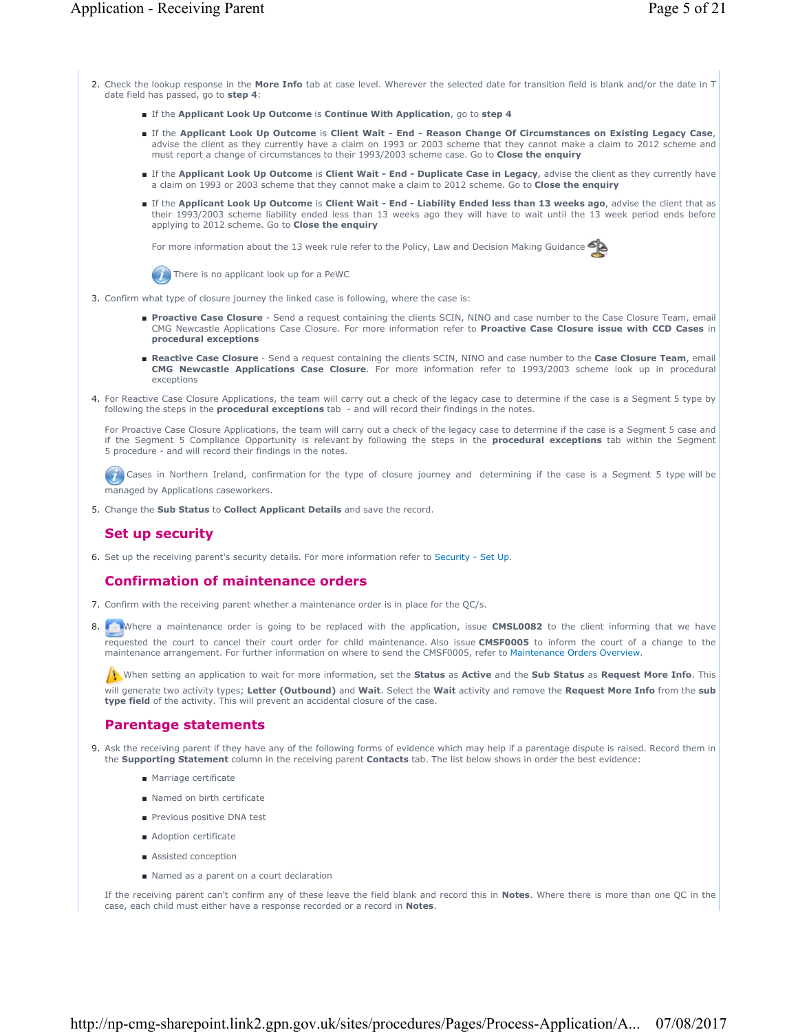2. Check the lookup response in the **More Info** tab at case level. Wherever the selected date for transition field is blank and/or the date in T date field has passed, go to **step 4**:

   - If the **Applicant Look Up Outcome** is **Continue With Application**, go to **step 4**
   - If the **Applicant Look Up Outcome** is **Client Wait - End - Reason Change Of Circumstances on Existing Legacy Case**, advise the client as they currently have a claim on 1993 or 2003 scheme that they cannot make a claim to 2012 scheme and must report a change of circumstances to their 1993/2003 scheme case. Go to **Close the enquiry**
   - If the **Applicant Look Up Outcome** is **Client Wait - End - Duplicate Case in Legacy**, advise the client as they currently have a claim on 1993 or 2003 scheme that they cannot make a claim to 2012 scheme. Go to **Close the enquiry**
   - If the **Applicant Look Up Outcome** is **Client Wait - End - Liability Ended less than 13 weeks ago**, advise the client that as their 1993/2003 scheme liability ended less than 13 weeks ago they will have to wait until the 13 week period ends before applying to 2012 scheme. Go to **Close the enquiry**

   For more information about the 13 week rule refer to the Policy, Law and Decision Making Guidance

   There is no applicant look up for a PeWC

3. Confirm what type of closure journey the linked case is following, where the case is:

   - **Proactive Case Closure** - Send a request containing the clients SCIN, NINO and case number to the Case Closure Team, email CMG Newcastle Applications Case Closure. For more information refer to **Proactive Case Closure issue with CCD Cases** in **procedural exceptions**
   - **Reactive Case Closure** - Send a request containing the clients SCIN, NINO and case number to the **Case Closure Team**, email **CMG Newcastle Applications Case Closure**. For more information refer to 1993/2003 scheme look up in procedural exceptions

4. For Reactive Case Closure Applications, the team will carry out a check of the legacy case to determine if the case is a Segment 5 type by following the steps in the **procedural exceptions** tab - and will record their findings in the notes.

   For Proactive Case Closure Applications, the team will carry out a check of the legacy case to determine if the case is a Segment 5 case and if the Segment 5 Compliance Opportunity is relevant by following the steps in the **procedural exceptions** tab within the Segment 5 procedure - and will record their findings in the notes.

   Cases in Northern Ireland, confirmation for the type of closure journey and determining if the case is a Segment 5 type will be managed by Applications caseworkers.

5. Change the **Sub Status** to **Collect Applicant Details** and save the record.

## Set up security

6. Set up the receiving parent's security details. For more information refer to Security - Set Up.

## Confirmation of maintenance orders

7. Confirm with the receiving parent whether a maintenance order is in place for the QC/s.

8. Where a maintenance order is going to be replaced with the application, issue **CMSL0082** to the client informing that we have requested the court to cancel their court order for child maintenance. Also issue **CMSF0005** to inform the court of a change to the maintenance arrangement. For further information on where to send the CMSF0005, refer to Maintenance Orders Overview.

   When setting an application to wait for more information, set the **Status** as **Active** and the **Sub Status** as **Request More Info**. This will generate two activity types; **Letter (Outbound)** and **Wait**. Select the **Wait** activity and remove the **Request More Info** from the **sub type field** of the activity. This will prevent an accidental closure of the case.

## Parentage statements

9. Ask the receiving parent if they have any of the following forms of evidence which may help if a parentage dispute is raised. Record them in the **Supporting Statement** column in the receiving parent **Contacts** tab. The list below shows in order the best evidence:

   - Marriage certificate
   - Named on birth certificate
   - Previous positive DNA test
   - Adoption certificate
   - Assisted conception
   - Named as a parent on a court declaration

   If the receiving parent can't confirm any of these leave the field blank and record this in **Notes**. Where there is more than one QC in the case, each child must either have a response recorded or a record in **Notes**.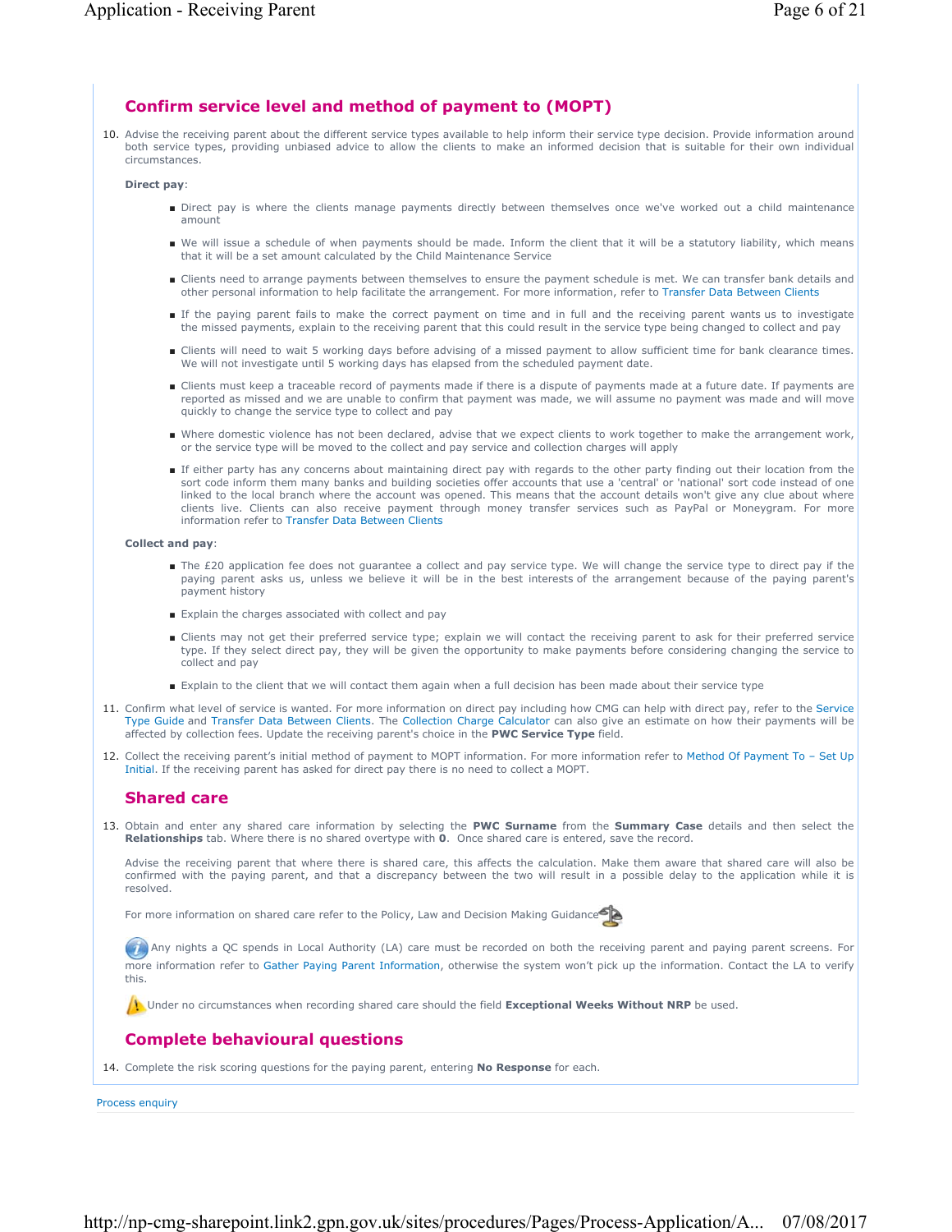## Confirm service level and method of payment to (MOPT)

10. Advise the receiving parent about the different service types available to help inform their service type decision. Provide information around both service types, providing unbiased advice to allow the clients to make an informed decision that is suitable for their own individual circumstances.

 **Direct pay**:

 - Direct pay is where the clients manage payments directly between themselves once we've worked out a child maintenance amount
 - We will issue a schedule of when payments should be made. Inform the client that it will be a statutory liability, which means that it will be a set amount calculated by the Child Maintenance Service
 - Clients need to arrange payments between themselves to ensure the payment schedule is met. We can transfer bank details and other personal information to help facilitate the arrangement. For more information, refer to Transfer Data Between Clients
 - If the paying parent fails to make the correct payment on time and in full and the receiving parent wants us to investigate the missed payments, explain to the receiving parent that this could result in the service type being changed to collect and pay
 - Clients will need to wait 5 working days before advising of a missed payment to allow sufficient time for bank clearance times. We will not investigate until 5 working days has elapsed from the scheduled payment date.
 - Clients must keep a traceable record of payments made if there is a dispute of payments made at a future date. If payments are reported as missed and we are unable to confirm that payment was made, we will assume no payment was made and will move quickly to change the service type to collect and pay
 - Where domestic violence has not been declared, advise that we expect clients to work together to make the arrangement work, or the service type will be moved to the collect and pay service and collection charges will apply
 - If either party has any concerns about maintaining direct pay with regards to the other party finding out their location from the sort code inform them many banks and building societies offer accounts that use a 'central' or 'national' sort code instead of one linked to the local branch where the account was opened. This means that the account details won't give any clue about where clients live. Clients can also receive payment through money transfer services such as PayPal or Moneygram. For more information refer to Transfer Data Between Clients

 **Collect and pay**:

 - The £20 application fee does not guarantee a collect and pay service type. We will change the service type to direct pay if the paying parent asks us, unless we believe it will be in the best interests of the arrangement because of the paying parent's payment history
 - Explain the charges associated with collect and pay
 - Clients may not get their preferred service type; explain we will contact the receiving parent to ask for their preferred service type. If they select direct pay, they will be given the opportunity to make payments before considering changing the service to collect and pay
 - Explain to the client that we will contact them again when a full decision has been made about their service type

11. Confirm what level of service is wanted. For more information on direct pay including how CMG can help with direct pay, refer to the Service Type Guide and Transfer Data Between Clients. The Collection Charge Calculator can also give an estimate on how their payments will be affected by collection fees. Update the receiving parent's choice in the **PWC Service Type** field.

12. Collect the receiving parent's initial method of payment to MOPT information. For more information refer to Method Of Payment To – Set Up Initial. If the receiving parent has asked for direct pay there is no need to collect a MOPT.

## Shared care

13. Obtain and enter any shared care information by selecting the **PWC Surname** from the **Summary Case** details and then select the **Relationships** tab. Where there is no shared overtype with **0**. Once shared care is entered, save the record.

 Advise the receiving parent that where there is shared care, this affects the calculation. Make them aware that shared care will also be confirmed with the paying parent, and that a discrepancy between the two will result in a possible delay to the application while it is resolved.

 For more information on shared care refer to the Policy, Law and Decision Making Guidance

 Any nights a QC spends in Local Authority (LA) care must be recorded on both the receiving parent and paying parent screens. For more information refer to Gather Paying Parent Information, otherwise the system won't pick up the information. Contact the LA to verify this.

 Under no circumstances when recording shared care should the field **Exceptional Weeks Without NRP** be used.

## Complete behavioural questions

14. Complete the risk scoring questions for the paying parent, entering **No Response** for each.

Process enquiry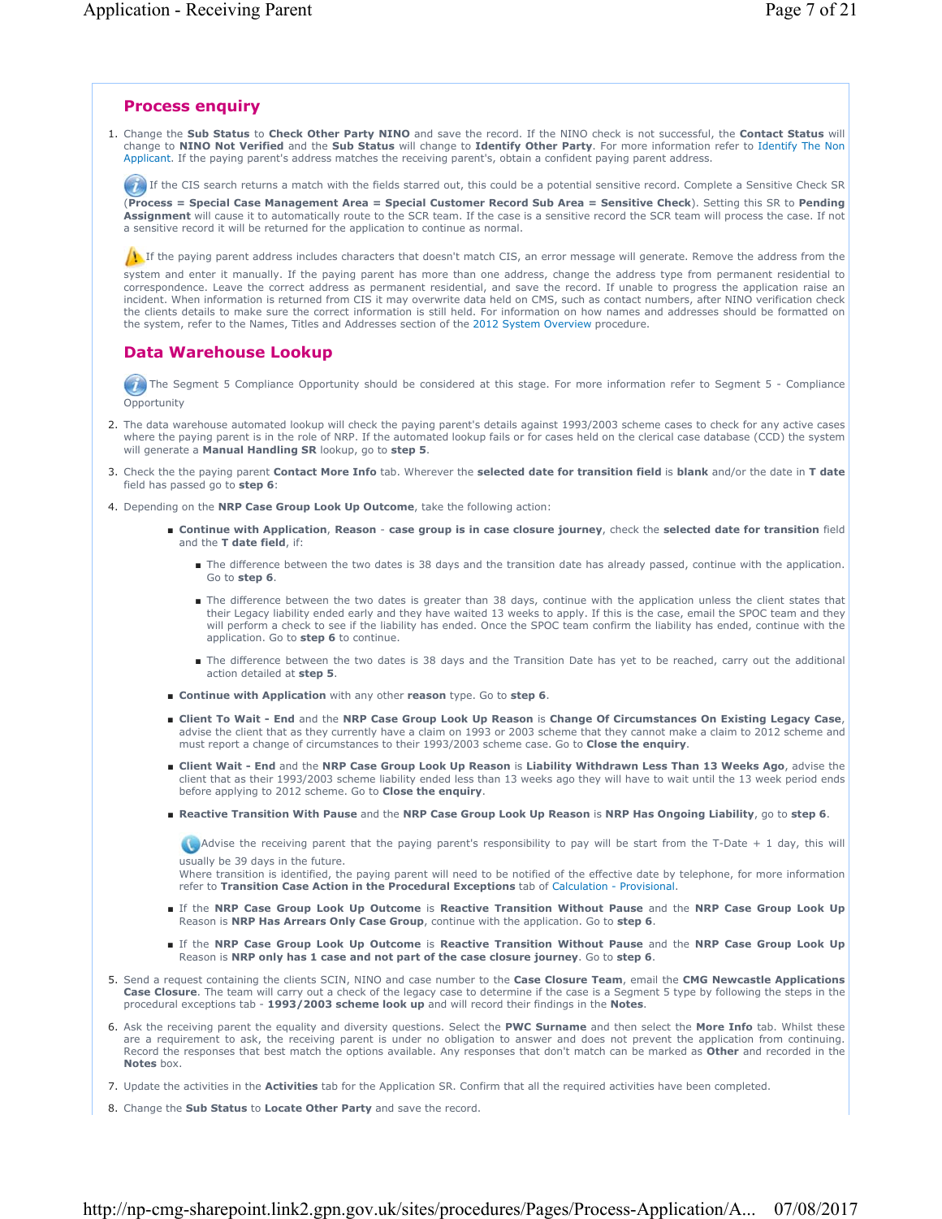## Process enquiry

1. Change the **Sub Status** to **Check Other Party NINO** and save the record. If the NINO check is not successful, the **Contact Status** will change to **NINO Not Verified** and the **Sub Status** will change to **Identify Other Party**. For more information refer to Identify The Non Applicant. If the paying parent's address matches the receiving parent's, obtain a confident paying parent address.

   If the CIS search returns a match with the fields starred out, this could be a potential sensitive record. Complete a Sensitive Check SR (**Process = Special Case Management Area = Special Customer Record Sub Area = Sensitive Check**). Setting this SR to **Pending Assignment** will cause it to automatically route to the SCR team. If the case is a sensitive record the SCR team will process the case. If not a sensitive record it will be returned for the application to continue as normal.

   If the paying parent address includes characters that doesn't match CIS, an error message will generate. Remove the address from the system and enter it manually. If the paying parent has more than one address, change the address type from permanent residential to correspondence. Leave the correct address as permanent residential, and save the record. If unable to progress the application raise an incident. When information is returned from CIS it may overwrite data held on CMS, such as contact numbers, after NINO verification check the clients details to make sure the correct information is still held. For information on how names and addresses should be formatted on the system, refer to the Names, Titles and Addresses section of the 2012 System Overview procedure.

## Data Warehouse Lookup

The Segment 5 Compliance Opportunity should be considered at this stage. For more information refer to Segment 5 - Compliance Opportunity

2. The data warehouse automated lookup will check the paying parent's details against 1993/2003 scheme cases to check for any active cases where the paying parent is in the role of NRP. If the automated lookup fails or for cases held on the clerical case database (CCD) the system will generate a **Manual Handling SR** lookup, go to **step 5**.
3. Check the the paying parent **Contact More Info** tab. Wherever the **selected date for transition field** is **blank** and/or the date in **T date** field has passed go to **step 6**:
4. Depending on the **NRP Case Group Look Up Outcome**, take the following action:
   - **Continue with Application**, **Reason** - **case group is in case closure journey**, check the **selected date for transition** field and the **T date field**, if:
     - The difference between the two dates is 38 days and the transition date has already passed, continue with the application. Go to **step 6**.
     - The difference between the two dates is greater than 38 days, continue with the application unless the client states that their Legacy liability ended early and they have waited 13 weeks to apply. If this is the case, email the SPOC team and they will perform a check to see if the liability has ended. Once the SPOC team confirm the liability has ended, continue with the application. Go to **step 6** to continue.
     - The difference between the two dates is 38 days and the Transition Date has yet to be reached, carry out the additional action detailed at **step 5**.
   - **Continue with Application** with any other **reason** type. Go to **step 6**.
   - **Client To Wait - End** and the **NRP Case Group Look Up Reason** is **Change Of Circumstances On Existing Legacy Case**, advise the client that as they currently have a claim on 1993 or 2003 scheme that they cannot make a claim to 2012 scheme and must report a change of circumstances to their 1993/2003 scheme case. Go to **Close the enquiry**.
   - **Client Wait - End** and the **NRP Case Group Look Up Reason** is **Liability Withdrawn Less Than 13 Weeks Ago**, advise the client that as their 1993/2003 scheme liability ended less than 13 weeks ago they will have to wait until the 13 week period ends before applying to 2012 scheme. Go to **Close the enquiry**.
   - **Reactive Transition With Pause** and the **NRP Case Group Look Up Reason** is **NRP Has Ongoing Liability**, go to **step 6**.

     Advise the receiving parent that the paying parent's responsibility to pay will be start from the T-Date + 1 day, this will usually be 39 days in the future.
     Where transition is identified, the paying parent will need to be notified of the effective date by telephone, for more information refer to **Transition Case Action in the Procedural Exceptions** tab of Calculation - Provisional.
   - If the **NRP Case Group Look Up Outcome** is **Reactive Transition Without Pause** and the **NRP Case Group Look Up** Reason is **NRP Has Arrears Only Case Group**, continue with the application. Go to **step 6**.
   - If the **NRP Case Group Look Up Outcome** is **Reactive Transition Without Pause** and the **NRP Case Group Look Up** Reason is **NRP only has 1 case and not part of the case closure journey**. Go to **step 6**.
5. Send a request containing the clients SCIN, NINO and case number to the **Case Closure Team**, email the **CMG Newcastle Applications Case Closure**. The team will carry out a check of the legacy case to determine if the case is a Segment 5 type by following the steps in the procedural exceptions tab - **1993/2003 scheme look up** and will record their findings in the **Notes**.
6. Ask the receiving parent the equality and diversity questions. Select the **PWC Surname** and then select the **More Info** tab. Whilst these are a requirement to ask, the receiving parent is under no obligation to answer and does not prevent the application from continuing. Record the responses that best match the options available. Any responses that don't match can be marked as **Other** and recorded in the **Notes** box.
7. Update the activities in the **Activities** tab for the Application SR. Confirm that all the required activities have been completed.
8. Change the **Sub Status** to **Locate Other Party** and save the record.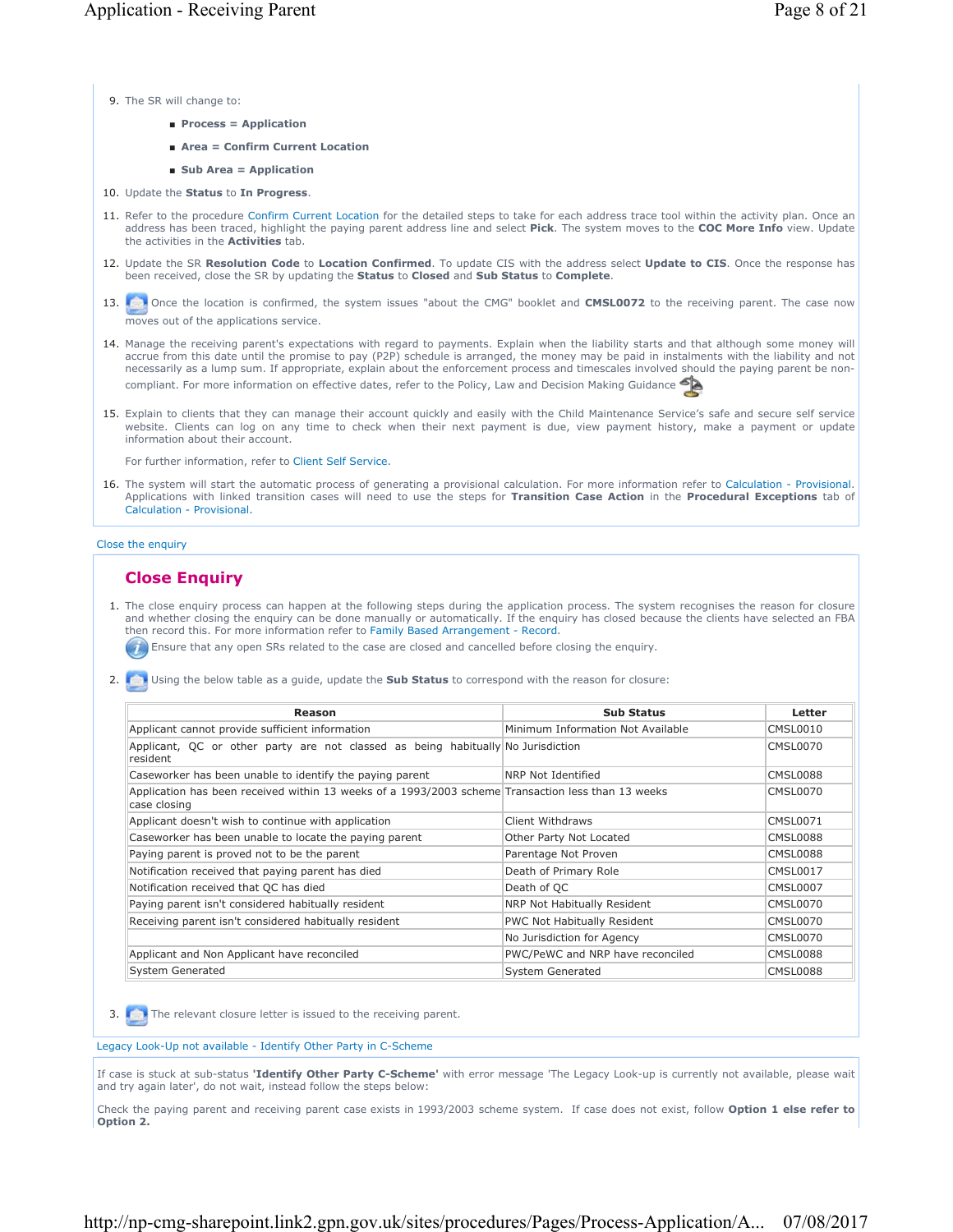9. The SR will change to:
   - **Process = Application**
   - **Area = Confirm Current Location**
   - **Sub Area = Application**
10. Update the **Status** to **In Progress**.
11. Refer to the procedure Confirm Current Location for the detailed steps to take for each address trace tool within the activity plan. Once an address has been traced, highlight the paying parent address line and select **Pick**. The system moves to the **COC More Info** view. Update the activities in the **Activities** tab.
12. Update the SR **Resolution Code** to **Location Confirmed**. To update CIS with the address select **Update to CIS**. Once the response has been received, close the SR by updating the **Status** to **Closed** and **Sub Status** to **Complete**.
13. Once the location is confirmed, the system issues "about the CMG" booklet and **CMSL0072** to the receiving parent. The case now moves out of the applications service.
14. Manage the receiving parent's expectations with regard to payments. Explain when the liability starts and that although some money will accrue from this date until the promise to pay (P2P) schedule is arranged, the money may be paid in instalments with the liability and not necessarily as a lump sum. If appropriate, explain about the enforcement process and timescales involved should the paying parent be non-compliant. For more information on effective dates, refer to the Policy, Law and Decision Making Guidance
15. Explain to clients that they can manage their account quickly and easily with the Child Maintenance Service's safe and secure self service website. Clients can log on any time to check when their next payment is due, view payment history, make a payment or update information about their account.

    For further information, refer to Client Self Service.
16. The system will start the automatic process of generating a provisional calculation. For more information refer to Calculation - Provisional. Applications with linked transition cases will need to use the steps for **Transition Case Action** in the **Procedural Exceptions** tab of Calculation - Provisional.

Close the enquiry

## Close Enquiry

1. The close enquiry process can happen at the following steps during the application process. The system recognises the reason for closure and whether closing the enquiry can be done manually or automatically. If the enquiry has closed because the clients have selected an FBA then record this. For more information refer to Family Based Arrangement - Record.

   Ensure that any open SRs related to the case are closed and cancelled before closing the enquiry.
2. Using the below table as a guide, update the **Sub Status** to correspond with the reason for closure:

| Reason | Sub Status | Letter |
|---|---|---|
| Applicant cannot provide sufficient information | Minimum Information Not Available | CMSL0010 |
| Applicant, QC or other party are not classed as being habitually resident | No Jurisdiction | CMSL0070 |
| Caseworker has been unable to identify the paying parent | NRP Not Identified | CMSL0088 |
| Application has been received within 13 weeks of a 1993/2003 scheme case closing | Transaction less than 13 weeks | CMSL0070 |
| Applicant doesn't wish to continue with application | Client Withdraws | CMSL0071 |
| Caseworker has been unable to locate the paying parent | Other Party Not Located | CMSL0088 |
| Paying parent is proved not to be the parent | Parentage Not Proven | CMSL0088 |
| Notification received that paying parent has died | Death of Primary Role | CMSL0017 |
| Notification received that QC has died | Death of QC | CMSL0007 |
| Paying parent isn't considered habitually resident | NRP Not Habitually Resident | CMSL0070 |
| Receiving parent isn't considered habitually resident | PWC Not Habitually Resident | CMSL0070 |
| | No Jurisdiction for Agency | CMSL0070 |
| Applicant and Non Applicant have reconciled | PWC/PeWC and NRP have reconciled | CMSL0088 |
| System Generated | System Generated | CMSL0088 |

3. The relevant closure letter is issued to the receiving parent.

Legacy Look-Up not available - Identify Other Party in C-Scheme

If case is stuck at sub-status **'Identify Other Party C-Scheme'** with error message 'The Legacy Look-up is currently not available, please wait and try again later', do not wait, instead follow the steps below:

Check the paying parent and receiving parent case exists in 1993/2003 scheme system. If case does not exist, follow **Option 1 else refer to Option 2.**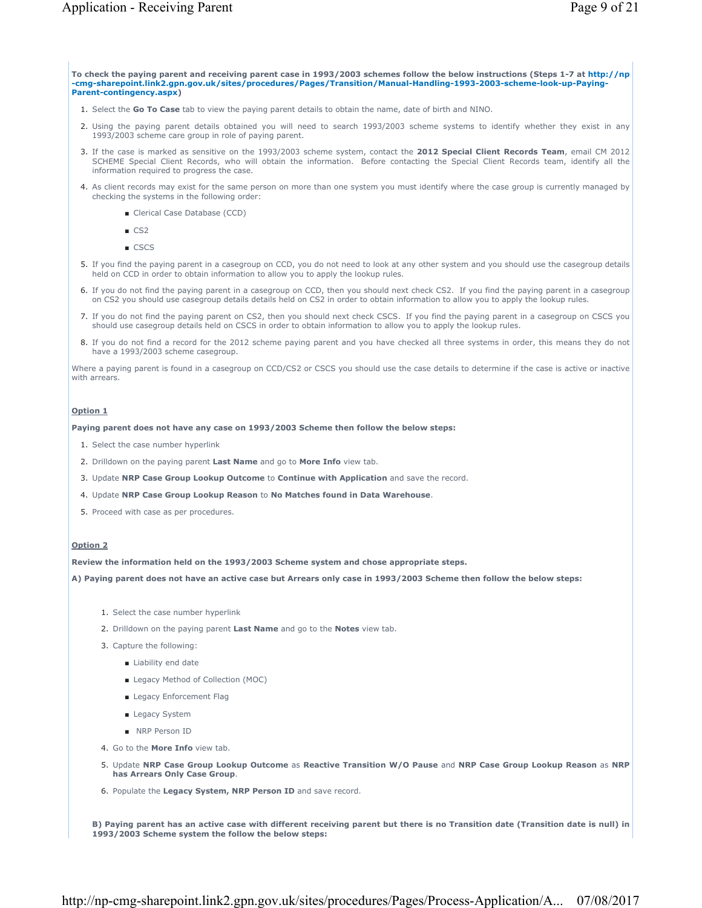**To check the paying parent and receiving parent case in 1993/2003 schemes follow the below instructions (Steps 1-7 at http://np-cmg-sharepoint.link2.gpn.gov.uk/sites/procedures/Pages/Transition/Manual-Handling-1993-2003-scheme-look-up-Paying-Parent-contingency.aspx)**

1. Select the **Go To Case** tab to view the paying parent details to obtain the name, date of birth and NINO.
2. Using the paying parent details obtained you will need to search 1993/2003 scheme systems to identify whether they exist in any 1993/2003 scheme care group in role of paying parent.
3. If the case is marked as sensitive on the 1993/2003 scheme system, contact the **2012 Special Client Records Team**, email CM 2012 SCHEME Special Client Records, who will obtain the information. Before contacting the Special Client Records team, identify all the information required to progress the case.
4. As client records may exist for the same person on more than one system you must identify where the case group is currently managed by checking the systems in the following order:
   - Clerical Case Database (CCD)
   - CS2
   - CSCS
5. If you find the paying parent in a casegroup on CCD, you do not need to look at any other system and you should use the casegroup details held on CCD in order to obtain information to allow you to apply the lookup rules.
6. If you do not find the paying parent in a casegroup on CCD, then you should next check CS2. If you find the paying parent in a casegroup on CS2 you should use casegroup details details held on CS2 in order to obtain information to allow you to apply the lookup rules.
7. If you do not find the paying parent on CS2, then you should next check CSCS. If you find the paying parent in a casegroup on CSCS you should use casegroup details held on CSCS in order to obtain information to allow you to apply the lookup rules.
8. If you do not find a record for the 2012 scheme paying parent and you have checked all three systems in order, this means they do not have a 1993/2003 scheme casegroup.

Where a paying parent is found in a casegroup on CCD/CS2 or CSCS you should use the case details to determine if the case is active or inactive with arrears.

**Option 1**

**Paying parent does not have any case on 1993/2003 Scheme then follow the below steps:**

1. Select the case number hyperlink
2. Drilldown on the paying parent **Last Name** and go to **More Info** view tab.
3. Update **NRP Case Group Lookup Outcome** to **Continue with Application** and save the record.
4. Update **NRP Case Group Lookup Reason** to **No Matches found in Data Warehouse**.
5. Proceed with case as per procedures.

**Option 2**

**Review the information held on the 1993/2003 Scheme system and chose appropriate steps.**

**A) Paying parent does not have an active case but Arrears only case in 1993/2003 Scheme then follow the below steps:**

1. Select the case number hyperlink
2. Drilldown on the paying parent **Last Name** and go to the **Notes** view tab.
3. Capture the following:
   - Liability end date
   - Legacy Method of Collection (MOC)
   - Legacy Enforcement Flag
   - Legacy System
   - NRP Person ID
4. Go to the **More Info** view tab.
5. Update **NRP Case Group Lookup Outcome** as **Reactive Transition W/O Pause** and **NRP Case Group Lookup Reason** as **NRP has Arrears Only Case Group**.
6. Populate the **Legacy System, NRP Person ID** and save record.

**B) Paying parent has an active case with different receiving parent but there is no Transition date (Transition date is null) in 1993/2003 Scheme system the follow the below steps:**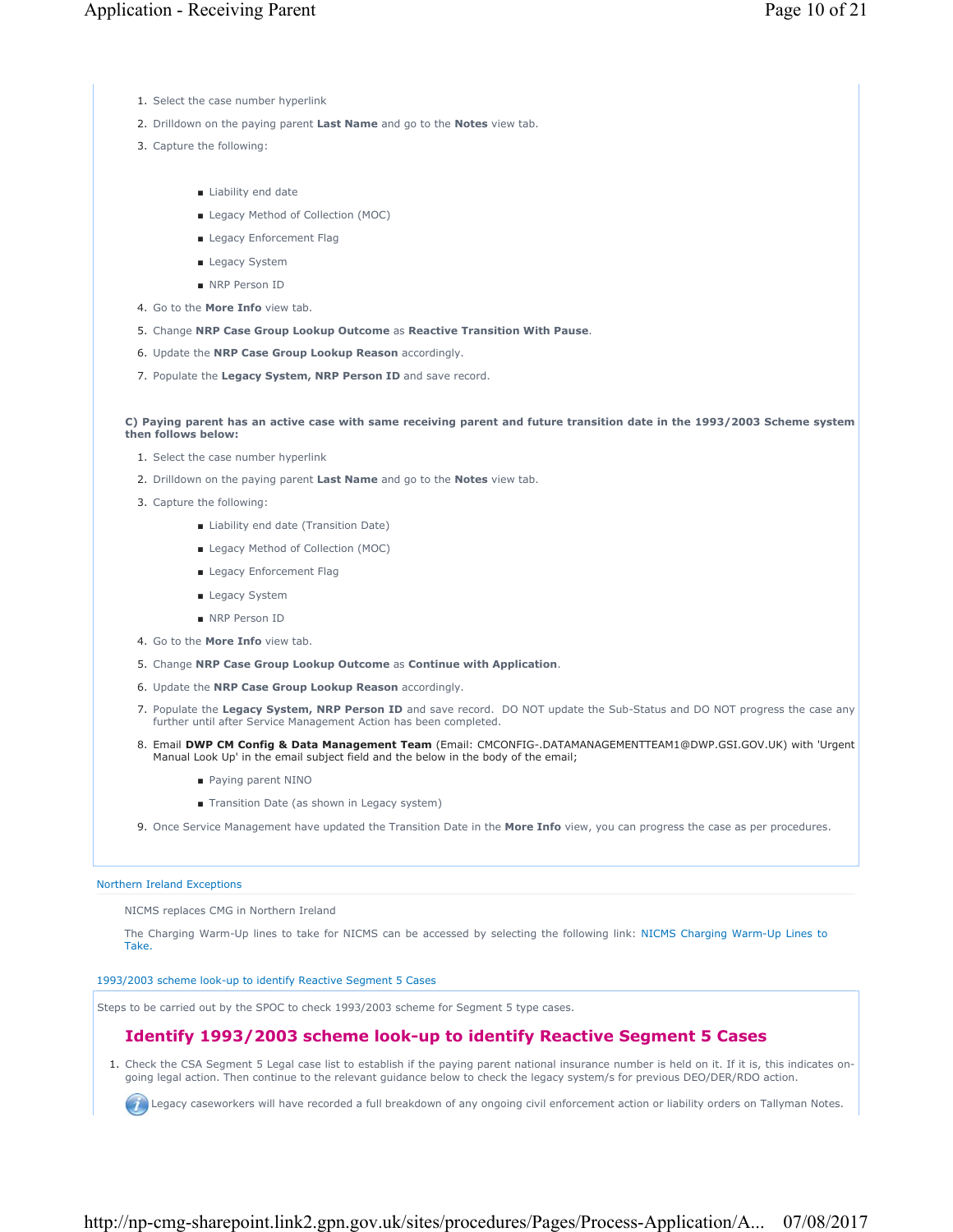1. Select the case number hyperlink
2. Drilldown on the paying parent **Last Name** and go to the **Notes** view tab.
3. Capture the following:

   - Liability end date
   - Legacy Method of Collection (MOC)
   - Legacy Enforcement Flag
   - Legacy System
   - NRP Person ID

4. Go to the **More Info** view tab.
5. Change **NRP Case Group Lookup Outcome** as **Reactive Transition With Pause**.
6. Update the **NRP Case Group Lookup Reason** accordingly.
7. Populate the **Legacy System, NRP Person ID** and save record.

**C) Paying parent has an active case with same receiving parent and future transition date in the 1993/2003 Scheme system then follows below:**

1. Select the case number hyperlink
2. Drilldown on the paying parent **Last Name** and go to the **Notes** view tab.
3. Capture the following:
   - Liability end date (Transition Date)
   - Legacy Method of Collection (MOC)
   - Legacy Enforcement Flag
   - Legacy System
   - NRP Person ID
4. Go to the **More Info** view tab.
5. Change **NRP Case Group Lookup Outcome** as **Continue with Application**.
6. Update the **NRP Case Group Lookup Reason** accordingly.
7. Populate the **Legacy System, NRP Person ID** and save record. DO NOT update the Sub-Status and DO NOT progress the case any further until after Service Management Action has been completed.
8. Email **DWP CM Config & Data Management Team** (Email: CMCONFIG-.DATAMANAGEMENTTEAM1@DWP.GSI.GOV.UK) with 'Urgent Manual Look Up' in the email subject field and the below in the body of the email;
   - Paying parent NINO
   - Transition Date (as shown in Legacy system)
9. Once Service Management have updated the Transition Date in the **More Info** view, you can progress the case as per procedures.

Northern Ireland Exceptions

NICMS replaces CMG in Northern Ireland

The Charging Warm-Up lines to take for NICMS can be accessed by selecting the following link: NICMS Charging Warm-Up Lines to Take.

1993/2003 scheme look-up to identify Reactive Segment 5 Cases

Steps to be carried out by the SPOC to check 1993/2003 scheme for Segment 5 type cases.

## Identify 1993/2003 scheme look-up to identify Reactive Segment 5 Cases

1. Check the CSA Segment 5 Legal case list to establish if the paying parent national insurance number is held on it. If it is, this indicates on-going legal action. Then continue to the relevant guidance below to check the legacy system/s for previous DEO/DER/RDO action.

   Legacy caseworkers will have recorded a full breakdown of any ongoing civil enforcement action or liability orders on Tallyman Notes.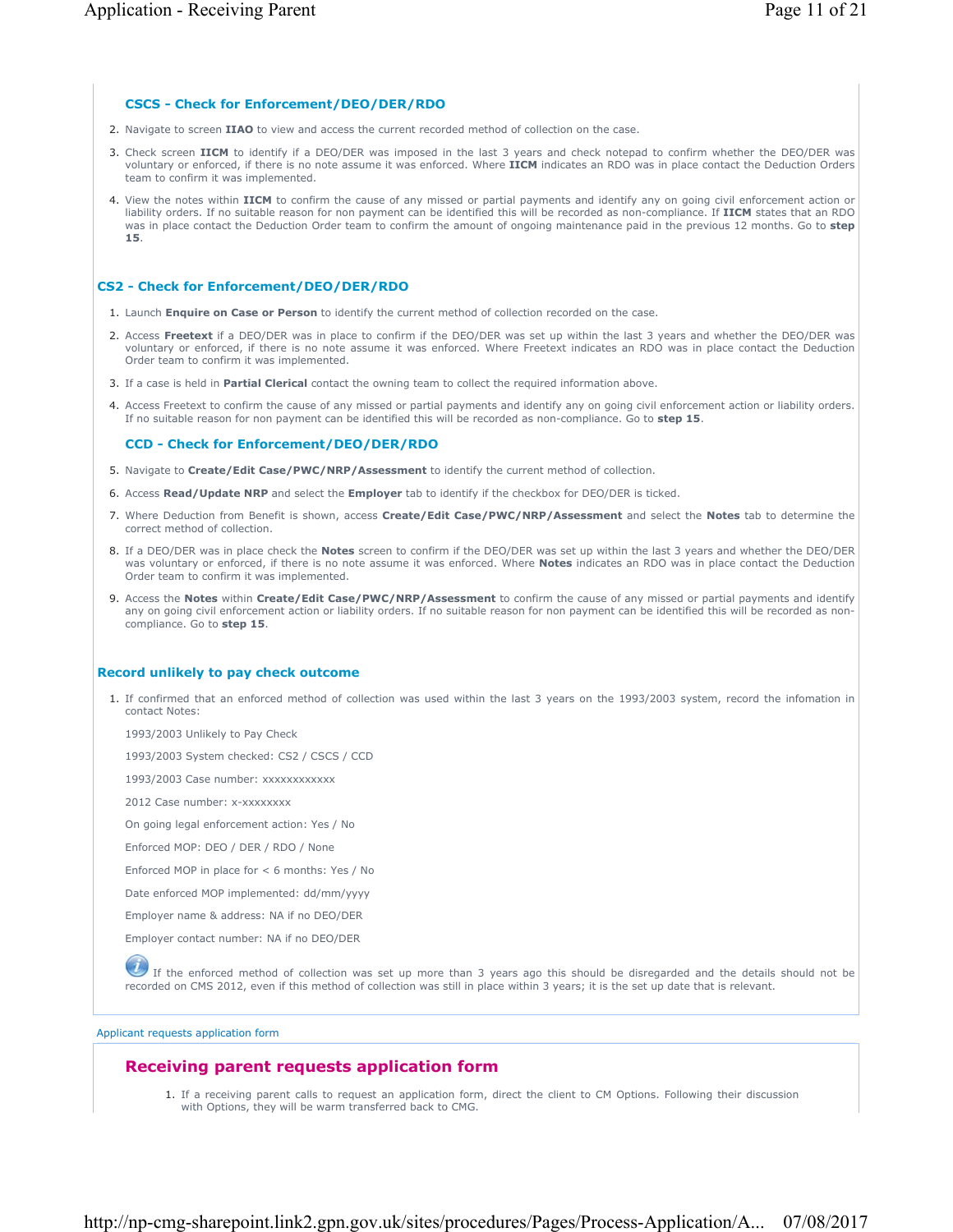### CSCS - Check for Enforcement/DEO/DER/RDO

2. Navigate to screen **IIAO** to view and access the current recorded method of collection on the case.
3. Check screen **IICM** to identify if a DEO/DER was imposed in the last 3 years and check notepad to confirm whether the DEO/DER was voluntary or enforced, if there is no note assume it was enforced. Where **IICM** indicates an RDO was in place contact the Deduction Orders team to confirm it was implemented.
4. View the notes within **IICM** to confirm the cause of any missed or partial payments and identify any on going civil enforcement action or liability orders. If no suitable reason for non payment can be identified this will be recorded as non-compliance. If **IICM** states that an RDO was in place contact the Deduction Order team to confirm the amount of ongoing maintenance paid in the previous 12 months. Go to **step 15**.

### CS2 - Check for Enforcement/DEO/DER/RDO

1. Launch **Enquire on Case or Person** to identify the current method of collection recorded on the case.
2. Access **Freetext** if a DEO/DER was in place to confirm if the DEO/DER was set up within the last 3 years and whether the DEO/DER was voluntary or enforced, if there is no note assume it was enforced. Where Freetext indicates an RDO was in place contact the Deduction Order team to confirm it was implemented.
3. If a case is held in **Partial Clerical** contact the owning team to collect the required information above.
4. Access Freetext to confirm the cause of any missed or partial payments and identify any on going civil enforcement action or liability orders. If no suitable reason for non payment can be identified this will be recorded as non-compliance. Go to **step 15**.

### CCD - Check for Enforcement/DEO/DER/RDO

5. Navigate to **Create/Edit Case/PWC/NRP/Assessment** to identify the current method of collection.
6. Access **Read/Update NRP** and select the **Employer** tab to identify if the checkbox for DEO/DER is ticked.
7. Where Deduction from Benefit is shown, access **Create/Edit Case/PWC/NRP/Assessment** and select the **Notes** tab to determine the correct method of collection.
8. If a DEO/DER was in place check the **Notes** screen to confirm if the DEO/DER was set up within the last 3 years and whether the DEO/DER was voluntary or enforced, if there is no note assume it was enforced. Where **Notes** indicates an RDO was in place contact the Deduction Order team to confirm it was implemented.
9. Access the **Notes** within **Create/Edit Case/PWC/NRP/Assessment** to confirm the cause of any missed or partial payments and identify any on going civil enforcement action or liability orders. If no suitable reason for non payment can be identified this will be recorded as non-compliance. Go to **step 15**.

### Record unlikely to pay check outcome

1. If confirmed that an enforced method of collection was used within the last 3 years on the 1993/2003 system, record the infomation in contact Notes:

   1993/2003 Unlikely to Pay Check

   1993/2003 System checked: CS2 / CSCS / CCD

   1993/2003 Case number: xxxxxxxxxxxx

   2012 Case number: x-xxxxxxxx

   On going legal enforcement action: Yes / No

   Enforced MOP: DEO / DER / RDO / None

   Enforced MOP in place for < 6 months: Yes / No

   Date enforced MOP implemented: dd/mm/yyyy

   Employer name & address: NA if no DEO/DER

   Employer contact number: NA if no DEO/DER

   If the enforced method of collection was set up more than 3 years ago this should be disregarded and the details should not be recorded on CMS 2012, even if this method of collection was still in place within 3 years; it is the set up date that is relevant.

Applicant requests application form

## Receiving parent requests application form

1. If a receiving parent calls to request an application form, direct the client to CM Options. Following their discussion with Options, they will be warm transferred back to CMG.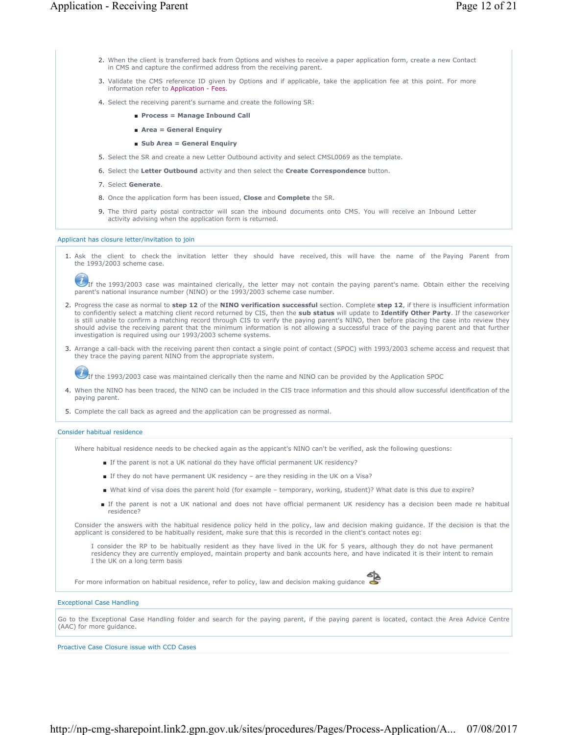2. When the client is transferred back from Options and wishes to receive a paper application form, create a new Contact in CMS and capture the confirmed address from the receiving parent.
3. Validate the CMS reference ID given by Options and if applicable, take the application fee at this point. For more information refer to Application - Fees.
4. Select the receiving parent's surname and create the following SR:
   - **Process = Manage Inbound Call**
   - **Area = General Enquiry**
   - **Sub Area = General Enquiry**
5. Select the SR and create a new Letter Outbound activity and select CMSL0069 as the template.
6. Select the **Letter Outbound** activity and then select the **Create Correspondence** button.
7. Select **Generate**.
8. Once the application form has been issued, **Close** and **Complete** the SR.
9. The third party postal contractor will scan the inbound documents onto CMS. You will receive an Inbound Letter activity advising when the application form is returned.

## Applicant has closure letter/invitation to join

1. Ask the client to check the invitation letter they should have received, this will have the name of the Paying Parent from the 1993/2003 scheme case.

   If the 1993/2003 case was maintained clerically, the letter may not contain the paying parent's name. Obtain either the receiving parent's national insurance number (NINO) or the 1993/2003 scheme case number.

2. Progress the case as normal to **step 12** of the **NINO verification successful** section. Complete **step 12**, if there is insufficient information to confidently select a matching client record returned by CIS, then the **sub status** will update to **Identify Other Party**. If the caseworker is still unable to confirm a matching record through CIS to verify the paying parent's NINO, then before placing the case into review they should advise the receiving parent that the minimum information is not allowing a successful trace of the paying parent and that further investigation is required using our 1993/2003 scheme systems.
3. Arrange a call-back with the receiving parent then contact a single point of contact (SPOC) with 1993/2003 scheme access and request that they trace the paying parent NINO from the appropriate system.

   If the 1993/2003 case was maintained clerically then the name and NINO can be provided by the Application SPOC

4. When the NINO has been traced, the NINO can be included in the CIS trace information and this should allow successful identification of the paying parent.
5. Complete the call back as agreed and the application can be progressed as normal.

## Consider habitual residence

Where habitual residence needs to be checked again as the applicant's NINO can't be verified, ask the following questions:

- If the parent is not a UK national do they have official permanent UK residency?
- If they do not have permanent UK residency – are they residing in the UK on a Visa?
- What kind of visa does the parent hold (for example – temporary, working, student)? What date is this due to expire?
- If the parent is not a UK national and does not have official permanent UK residency has a decision been made re habitual residence?

Consider the answers with the habitual residence policy held in the policy, law and decision making guidance. If the decision is that the applicant is considered to be habitually resident, make sure that this is recorded in the client's contact notes eg:

> I consider the RP to be habitually resident as they have lived in the UK for 5 years, although they do not have permanent residency they are currently employed, maintain property and bank accounts here, and have indicated it is their intent to remain I the UK on a long term basis

For more information on habitual residence, refer to policy, law and decision making guidance

## Exceptional Case Handling

Go to the Exceptional Case Handling folder and search for the paying parent, if the paying parent is located, contact the Area Advice Centre (AAC) for more guidance.

## Proactive Case Closure issue with CCD Cases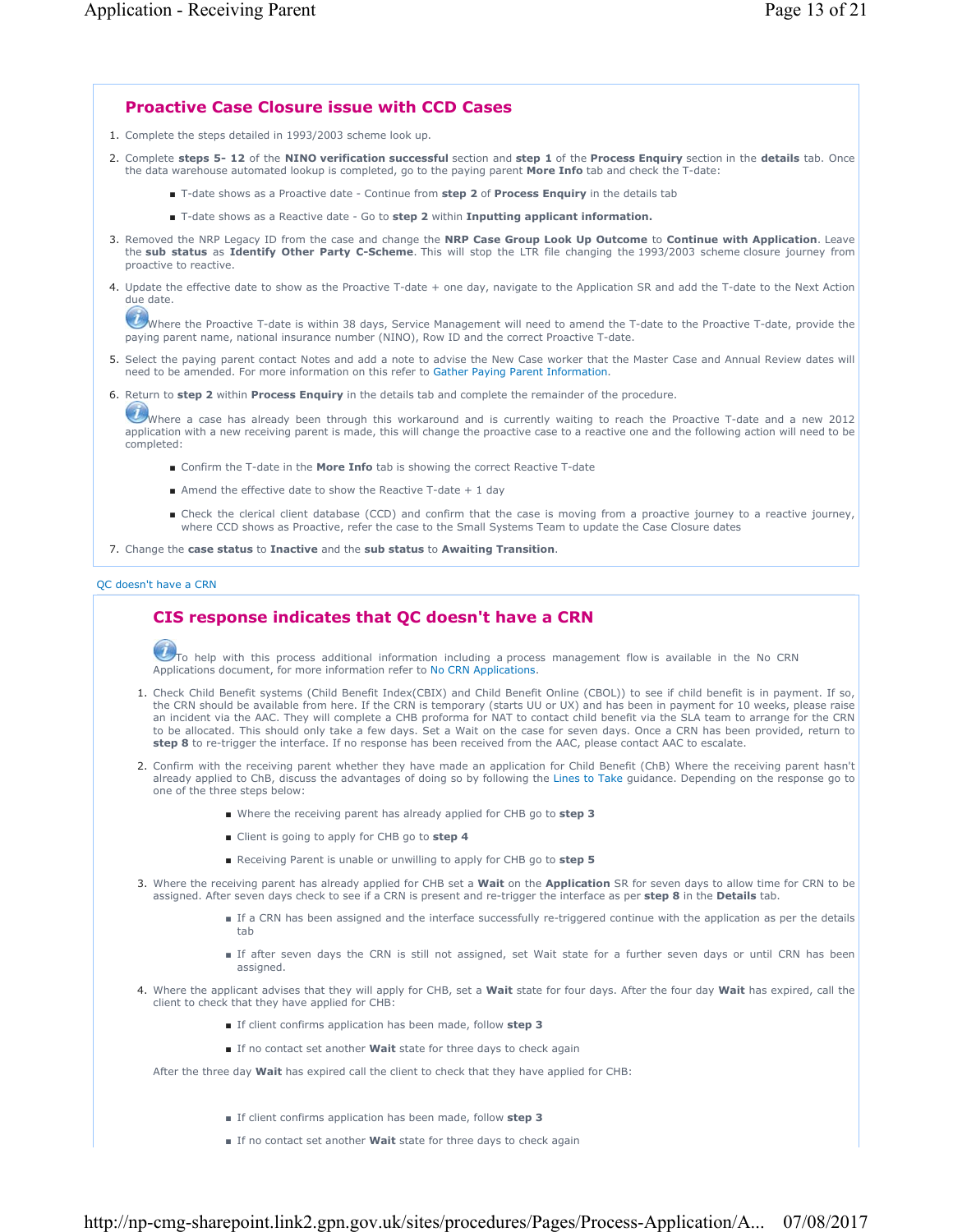## Proactive Case Closure issue with CCD Cases

1. Complete the steps detailed in 1993/2003 scheme look up.
2. Complete **steps 5- 12** of the **NINO verification successful** section and **step 1** of the **Process Enquiry** section in the **details** tab. Once the data warehouse automated lookup is completed, go to the paying parent **More Info** tab and check the T-date:
   - T-date shows as a Proactive date - Continue from **step 2** of **Process Enquiry** in the details tab
   - T-date shows as a Reactive date - Go to **step 2** within **Inputting applicant information.**
3. Removed the NRP Legacy ID from the case and change the **NRP Case Group Look Up Outcome** to **Continue with Application**. Leave the **sub status** as **Identify Other Party C-Scheme**. This will stop the LTR file changing the 1993/2003 scheme closure journey from proactive to reactive.
4. Update the effective date to show as the Proactive T-date + one day, navigate to the Application SR and add the T-date to the Next Action due date.

   Where the Proactive T-date is within 38 days, Service Management will need to amend the T-date to the Proactive T-date, provide the paying parent name, national insurance number (NINO), Row ID and the correct Proactive T-date.
5. Select the paying parent contact Notes and add a note to advise the New Case worker that the Master Case and Annual Review dates will need to be amended. For more information on this refer to Gather Paying Parent Information.
6. Return to **step 2** within **Process Enquiry** in the details tab and complete the remainder of the procedure.

   Where a case has already been through this workaround and is currently waiting to reach the Proactive T-date and a new 2012 application with a new receiving parent is made, this will change the proactive case to a reactive one and the following action will need to be completed:
   - Confirm the T-date in the **More Info** tab is showing the correct Reactive T-date
   - Amend the effective date to show the Reactive T-date + 1 day
   - Check the clerical client database (CCD) and confirm that the case is moving from a proactive journey to a reactive journey, where CCD shows as Proactive, refer the case to the Small Systems Team to update the Case Closure dates
7. Change the **case status** to **Inactive** and the **sub status** to **Awaiting Transition**.

QC doesn't have a CRN

## CIS response indicates that QC doesn't have a CRN

To help with this process additional information including a process management flow is available in the No CRN Applications document, for more information refer to No CRN Applications.

1. Check Child Benefit systems (Child Benefit Index(CBIX) and Child Benefit Online (CBOL)) to see if child benefit is in payment. If so, the CRN should be available from here. If the CRN is temporary (starts UU or UX) and has been in payment for 10 weeks, please raise an incident via the AAC. They will complete a CHB proforma for NAT to contact child benefit via the SLA team to arrange for the CRN to be allocated. This should only take a few days. Set a Wait on the case for seven days. Once a CRN has been provided, return to **step 8** to re-trigger the interface. If no response has been received from the AAC, please contact AAC to escalate.
2. Confirm with the receiving parent whether they have made an application for Child Benefit (ChB) Where the receiving parent hasn't already applied to ChB, discuss the advantages of doing so by following the Lines to Take guidance. Depending on the response go to one of the three steps below:
   - Where the receiving parent has already applied for CHB go to **step 3**
   - Client is going to apply for CHB go to **step 4**
   - Receiving Parent is unable or unwilling to apply for CHB go to **step 5**
3. Where the receiving parent has already applied for CHB set a **Wait** on the **Application** SR for seven days to allow time for CRN to be assigned. After seven days check to see if a CRN is present and re-trigger the interface as per **step 8** in the **Details** tab.
   - If a CRN has been assigned and the interface successfully re-triggered continue with the application as per the details tab
   - If after seven days the CRN is still not assigned, set Wait state for a further seven days or until CRN has been assigned.
4. Where the applicant advises that they will apply for CHB, set a **Wait** state for four days. After the four day **Wait** has expired, call the client to check that they have applied for CHB:
   - If client confirms application has been made, follow **step 3**
   - If no contact set another **Wait** state for three days to check again

   After the three day **Wait** has expired call the client to check that they have applied for CHB:

   - If client confirms application has been made, follow **step 3**
   - If no contact set another **Wait** state for three days to check again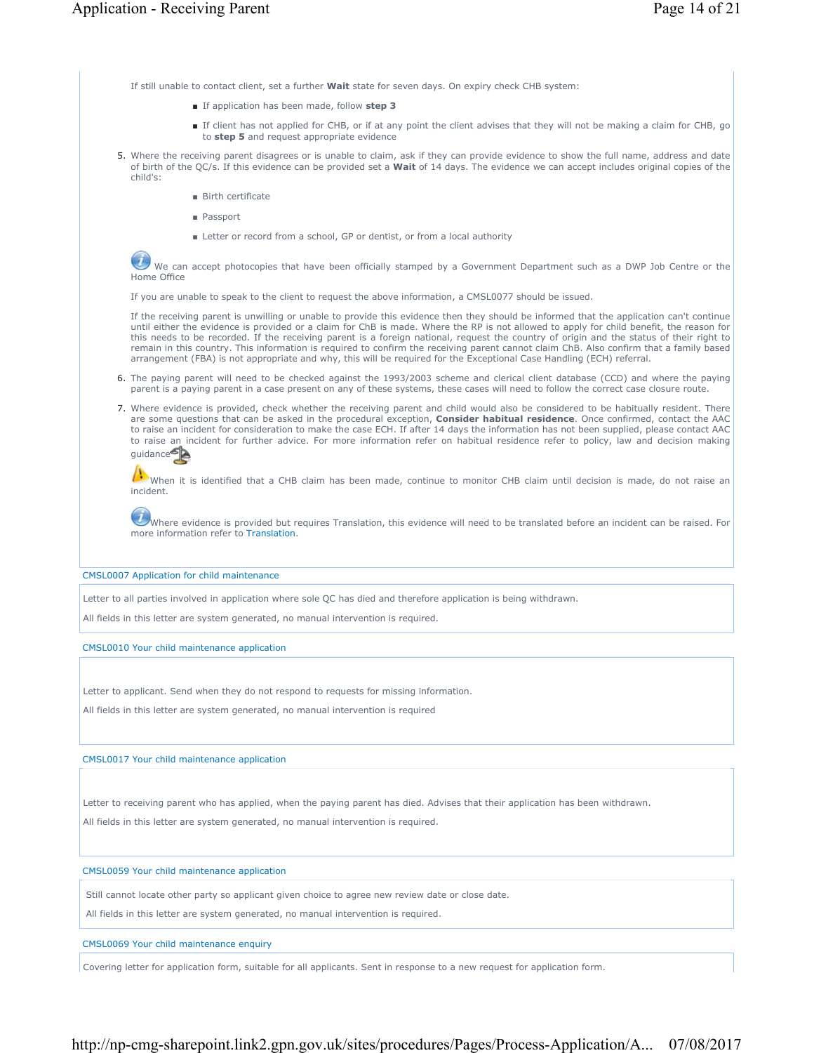If still unable to contact client, set a further **Wait** state for seven days. On expiry check CHB system:

- If application has been made, follow **step 3**
- If client has not applied for CHB, or if at any point the client advises that they will not be making a claim for CHB, go to **step 5** and request appropriate evidence

5. Where the receiving parent disagrees or is unable to claim, ask if they can provide evidence to show the full name, address and date of birth of the QC/s. If this evidence can be provided set a **Wait** of 14 days. The evidence we can accept includes original copies of the child's:

   - Birth certificate
   - Passport
   - Letter or record from a school, GP or dentist, or from a local authority

   We can accept photocopies that have been officially stamped by a Government Department such as a DWP Job Centre or the Home Office

   If you are unable to speak to the client to request the above information, a CMSL0077 should be issued.

   If the receiving parent is unwilling or unable to provide this evidence then they should be informed that the application can't continue until either the evidence is provided or a claim for ChB is made. Where the RP is not allowed to apply for child benefit, the reason for this needs to be recorded. If the receiving parent is a foreign national, request the country of origin and the status of their right to remain in this country. This information is required to confirm the receiving parent cannot claim ChB. Also confirm that a family based arrangement (FBA) is not appropriate and why, this will be required for the Exceptional Case Handling (ECH) referral.

6. The paying parent will need to be checked against the 1993/2003 scheme and clerical client database (CCD) and where the paying parent is a paying parent in a case present on any of these systems, these cases will need to follow the correct case closure route.

7. Where evidence is provided, check whether the receiving parent and child would also be considered to be habitually resident. There are some questions that can be asked in the procedural exception, **Consider habitual residence**. Once confirmed, contact the AAC to raise an incident for consideration to make the case ECH. If after 14 days the information has not been supplied, please contact AAC to raise an incident for further advice. For more information refer on habitual residence refer to policy, law and decision making guidance

   When it is identified that a CHB claim has been made, continue to monitor CHB claim until decision is made, do not raise an incident.

   Where evidence is provided but requires Translation, this evidence will need to be translated before an incident can be raised. For more information refer to Translation.

### CMSL0007 Application for child maintenance

Letter to all parties involved in application where sole QC has died and therefore application is being withdrawn.

All fields in this letter are system generated, no manual intervention is required.

### CMSL0010 Your child maintenance application

Letter to applicant. Send when they do not respond to requests for missing information.

All fields in this letter are system generated, no manual intervention is required

### CMSL0017 Your child maintenance application

Letter to receiving parent who has applied, when the paying parent has died. Advises that their application has been withdrawn.

All fields in this letter are system generated, no manual intervention is required.

### CMSL0059 Your child maintenance application

Still cannot locate other party so applicant given choice to agree new review date or close date.

All fields in this letter are system generated, no manual intervention is required.

### CMSL0069 Your child maintenance enquiry

Covering letter for application form, suitable for all applicants. Sent in response to a new request for application form.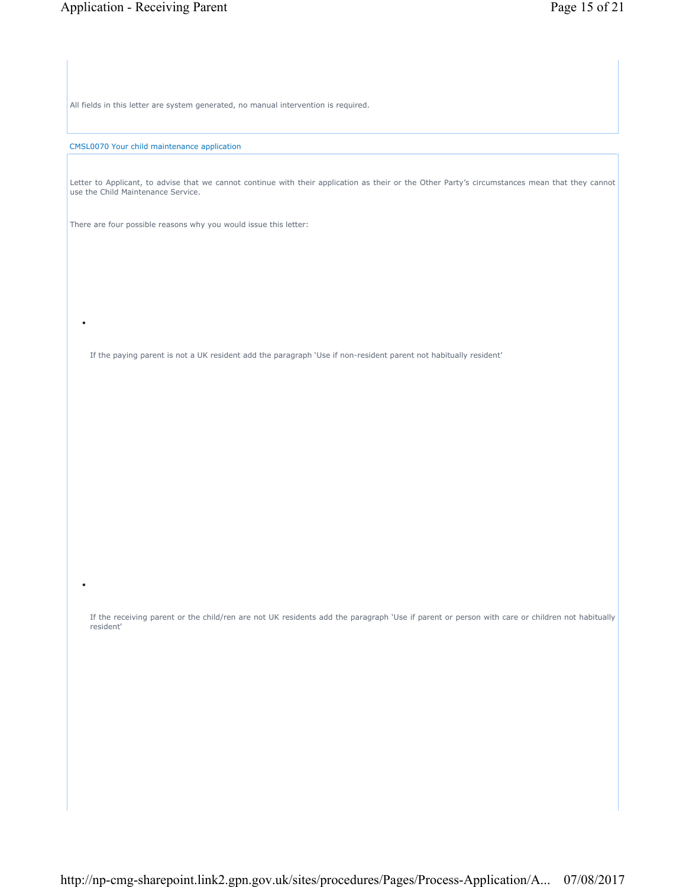All fields in this letter are system generated, no manual intervention is required.

CMSL0070 Your child maintenance application

Letter to Applicant, to advise that we cannot continue with their application as their or the Other Party's circumstances mean that they cannot use the Child Maintenance Service.

There are four possible reasons why you would issue this letter:

- If the paying parent is not a UK resident add the paragraph 'Use if non-resident parent not habitually resident'

- If the receiving parent or the child/ren are not UK residents add the paragraph 'Use if parent or person with care or children not habitually resident'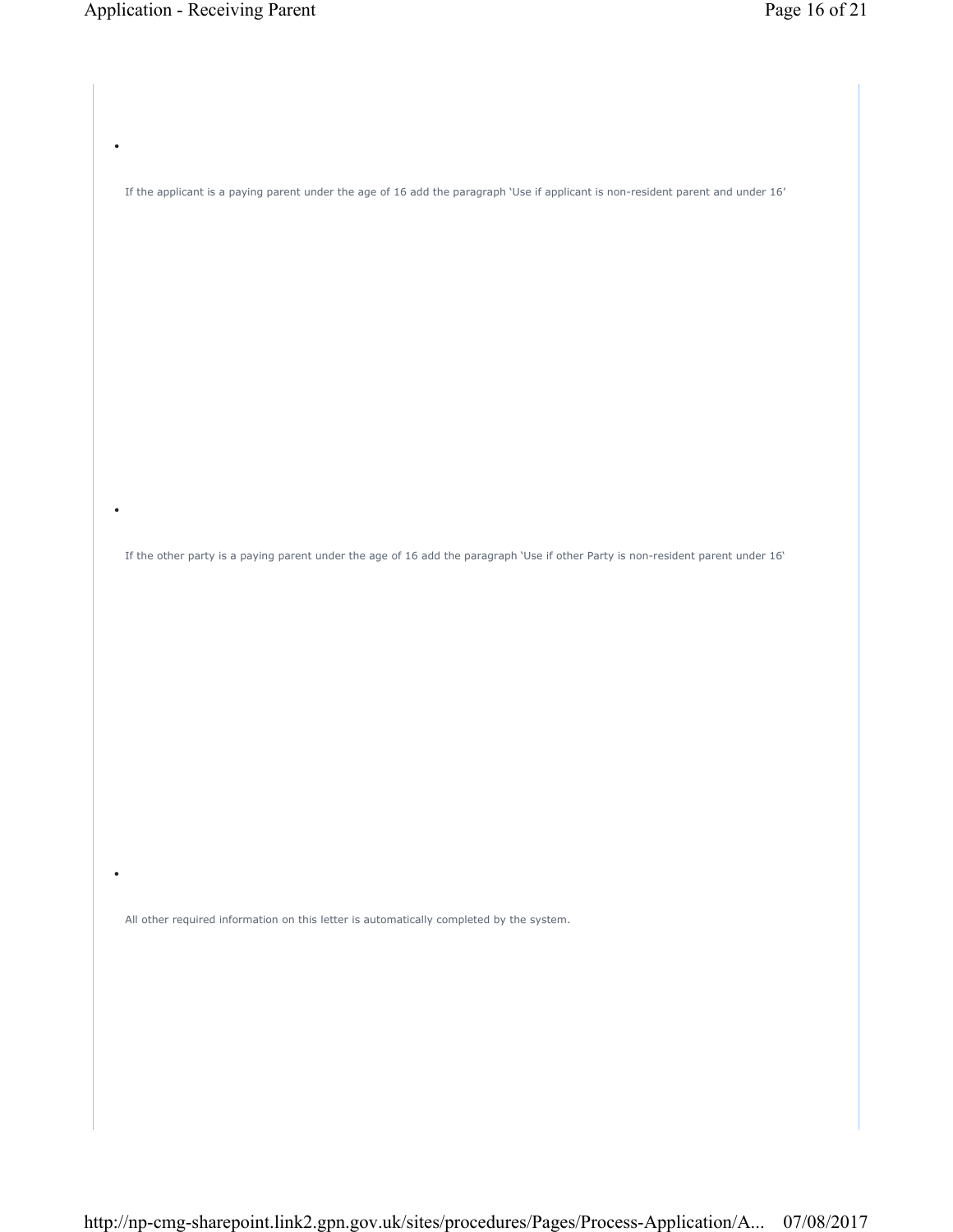- If the applicant is a paying parent under the age of 16 add the paragraph 'Use if applicant is non-resident parent and under 16'

- If the other party is a paying parent under the age of 16 add the paragraph 'Use if other Party is non-resident parent under 16'

- All other required information on this letter is automatically completed by the system.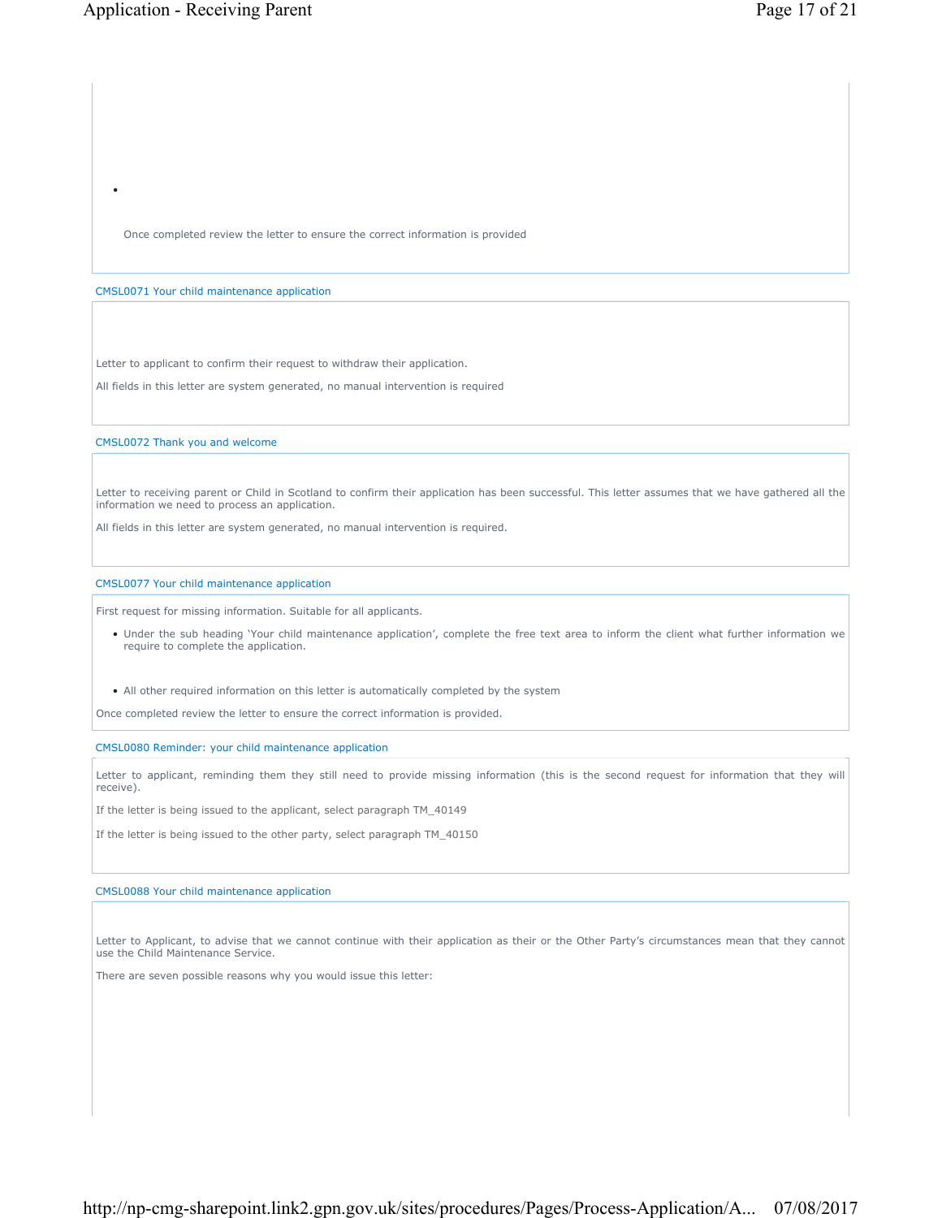- 

  Once completed review the letter to ensure the correct information is provided

### CMSL0071 Your child maintenance application

Letter to applicant to confirm their request to withdraw their application.

All fields in this letter are system generated, no manual intervention is required

### CMSL0072 Thank you and welcome

Letter to receiving parent or Child in Scotland to confirm their application has been successful. This letter assumes that we have gathered all the information we need to process an application.

All fields in this letter are system generated, no manual intervention is required.

### CMSL0077 Your child maintenance application

First request for missing information. Suitable for all applicants.

- Under the sub heading 'Your child maintenance application', complete the free text area to inform the client what further information we require to complete the application.
- All other required information on this letter is automatically completed by the system

Once completed review the letter to ensure the correct information is provided.

### CMSL0080 Reminder: your child maintenance application

Letter to applicant, reminding them they still need to provide missing information (this is the second request for information that they will receive).

If the letter is being issued to the applicant, select paragraph TM_40149

If the letter is being issued to the other party, select paragraph TM_40150

### CMSL0088 Your child maintenance application

Letter to Applicant, to advise that we cannot continue with their application as their or the Other Party's circumstances mean that they cannot use the Child Maintenance Service.

There are seven possible reasons why you would issue this letter: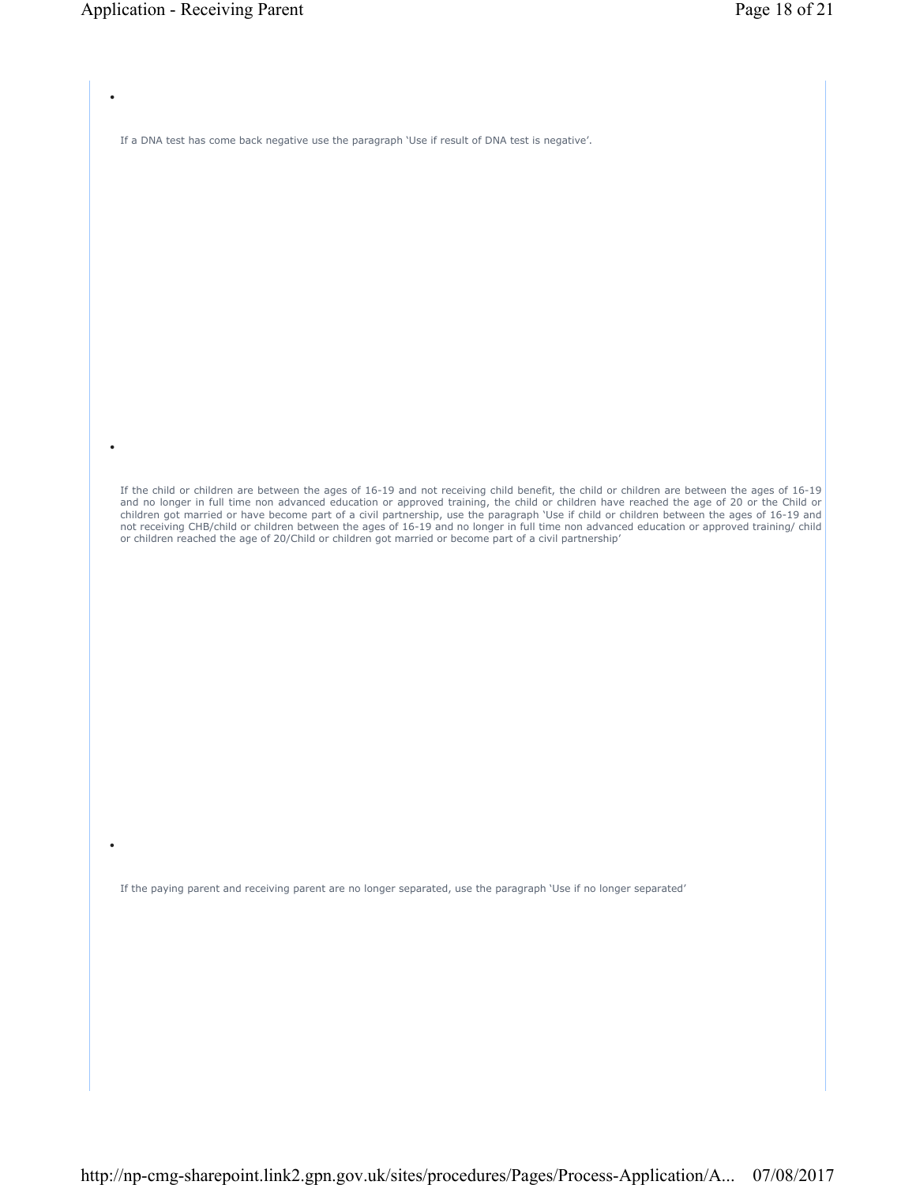- If a DNA test has come back negative use the paragraph 'Use if result of DNA test is negative'.

- If the child or children are between the ages of 16-19 and not receiving child benefit, the child or children are between the ages of 16-19 and no longer in full time non advanced education or approved training, the child or children have reached the age of 20 or the Child or children got married or have become part of a civil partnership, use the paragraph 'Use if child or children between the ages of 16-19 and not receiving CHB/child or children between the ages of 16-19 and no longer in full time non advanced education or approved training/ child or children reached the age of 20/Child or children got married or become part of a civil partnership'

- If the paying parent and receiving parent are no longer separated, use the paragraph 'Use if no longer separated'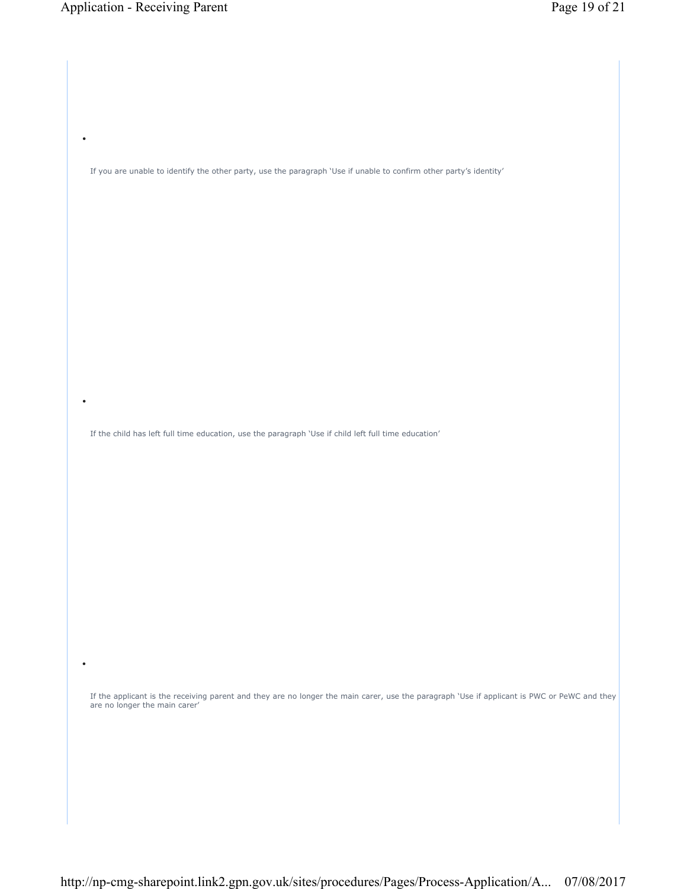- If you are unable to identify the other party, use the paragraph 'Use if unable to confirm other party's identity'

- If the child has left full time education, use the paragraph 'Use if child left full time education'

- If the applicant is the receiving parent and they are no longer the main carer, use the paragraph 'Use if applicant is PWC or PeWC and they are no longer the main carer'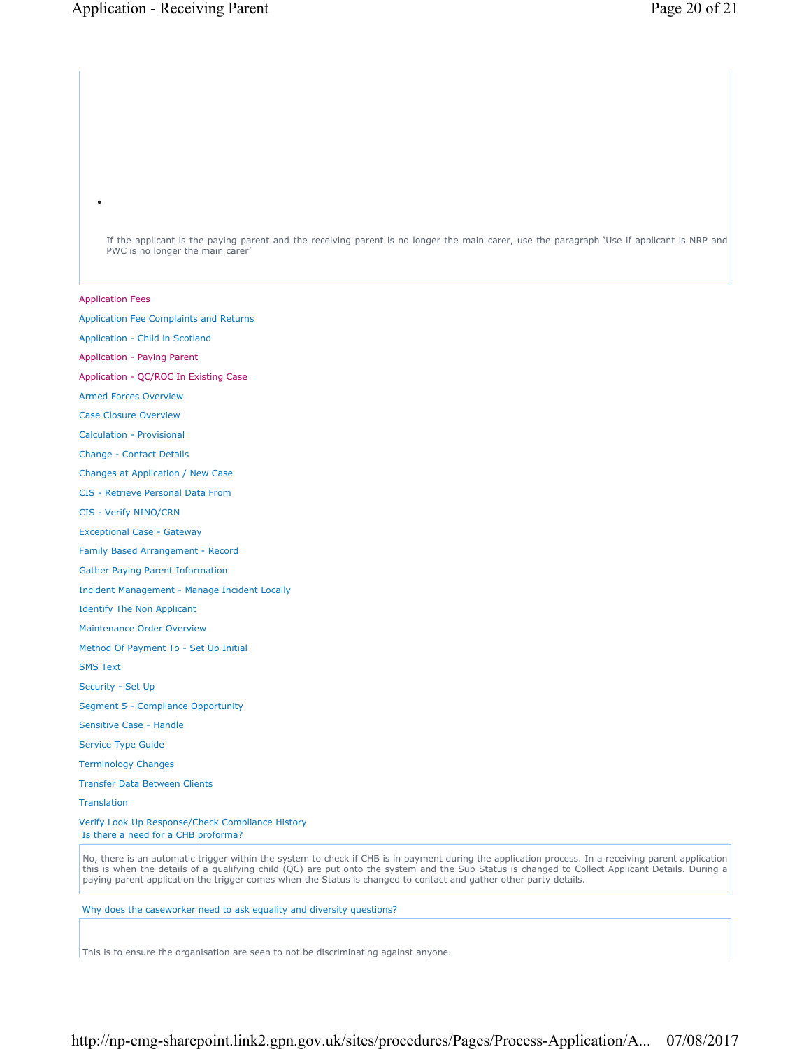If the applicant is the paying parent and the receiving parent is no longer the main carer, use the paragraph 'Use if applicant is NRP and PWC is no longer the main carer'

Application Fees

Application Fee Complaints and Returns

Application - Child in Scotland

Application - Paying Parent

Application - QC/ROC In Existing Case

Armed Forces Overview

Case Closure Overview

Calculation - Provisional

Change - Contact Details

Changes at Application / New Case

CIS - Retrieve Personal Data From

CIS - Verify NINO/CRN

Exceptional Case - Gateway

Family Based Arrangement - Record

Gather Paying Parent Information

Incident Management - Manage Incident Locally

Identify The Non Applicant

Maintenance Order Overview

Method Of Payment To - Set Up Initial

SMS Text

Security - Set Up

Segment 5 - Compliance Opportunity

Sensitive Case - Handle

Service Type Guide

Terminology Changes

Transfer Data Between Clients

Translation

Verify Look Up Response/Check Compliance History

Is there a need for a CHB proforma?

No, there is an automatic trigger within the system to check if CHB is in payment during the application process. In a receiving parent application this is when the details of a qualifying child (QC) are put onto the system and the Sub Status is changed to Collect Applicant Details. During a paying parent application the trigger comes when the Status is changed to contact and gather other party details.

Why does the caseworker need to ask equality and diversity questions?

This is to ensure the organisation are seen to not be discriminating against anyone.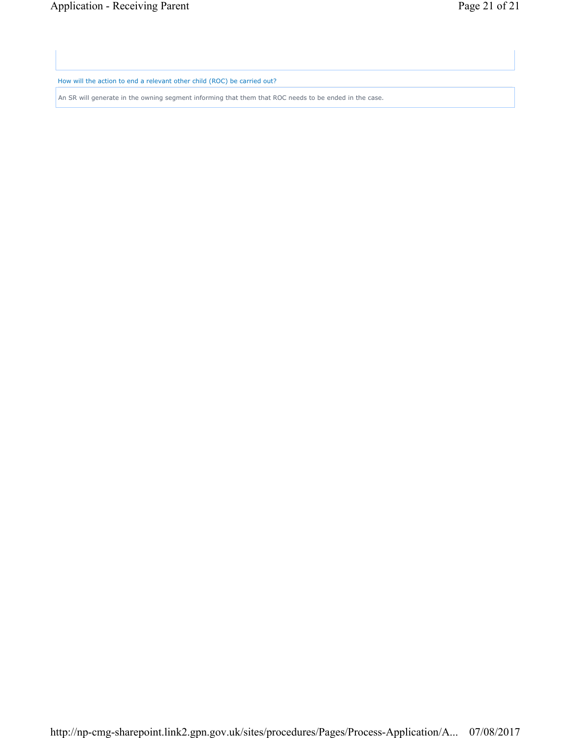How will the action to end a relevant other child (ROC) be carried out?

An SR will generate in the owning segment informing that them that ROC needs to be ended in the case.